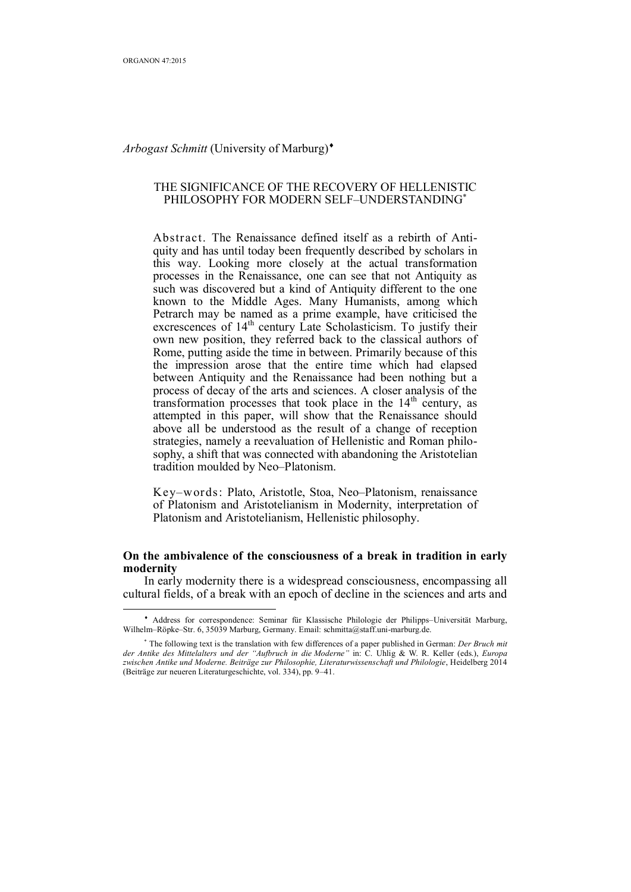*Arbogast Schmitt* (University of Marburg)[♦]

# THE SIGNIFICANCE OF THE RECOVERY OF HELLENISTIC PHILOSOPHY FOR MODERN SELF–UNDERSTANDING[*]

Abstract. The Renaissance defined itself as a rebirth of Antiquity and has until today been frequently described by scholars in this way. Looking more closely at the actual transformation processes in the Renaissance, one can see that not Antiquity as such was discovered but a kind of Antiquity different to the one known to the Middle Ages. Many Humanists, among which Petrarch may be named as a prime example, have criticised the excrescences of 14th century Late Scholasticism. To justify their own new position, they referred back to the classical authors of Rome, putting aside the time in between. Primarily because of this the impression arose that the entire time which had elapsed between Antiquity and the Renaissance had been nothing but a process of decay of the arts and sciences. A closer analysis of the transformation processes that took place in the 14th century, as attempted in this paper, will show that the Renaissance should above all be understood as the result of a change of reception strategies, namely a reevaluation of Hellenistic and Roman philosophy, a shift that was connected with abandoning the Aristotelian tradition moulded by Neo–Platonism.

Key–words: Plato, Aristotle, Stoa, Neo–Platonism, renaissance of Platonism and Aristotelianism in Modernity, interpretation of Platonism and Aristotelianism, Hellenistic philosophy.

## On the ambivalence of the consciousness of a break in tradition in early modernity

In early modernity there is a widespread consciousness, encompassing all cultural fields, of a break with an epoch of decline in the sciences and arts and

---

[♦] Address for correspondence: Seminar für Klassische Philologie der Philipps–Universität Marburg, Wilhelm–Röpke–Str. 6, 35039 Marburg, Germany. Email: schmitta@staff.uni-marburg.de.

[*] The following text is the translation with few differences of a paper published in German: *Der Bruch mit der Antike des Mittelalters und der "Aufbruch in die Moderne"* in: C. Uhlig & W. R. Keller (eds.), *Europa zwischen Antike und Moderne. Beiträge zur Philosophie, Literaturwissenschaft und Philologie*, Heidelberg 2014 (Beiträge zur neueren Literaturgeschichte, vol. 334), pp. 9–41.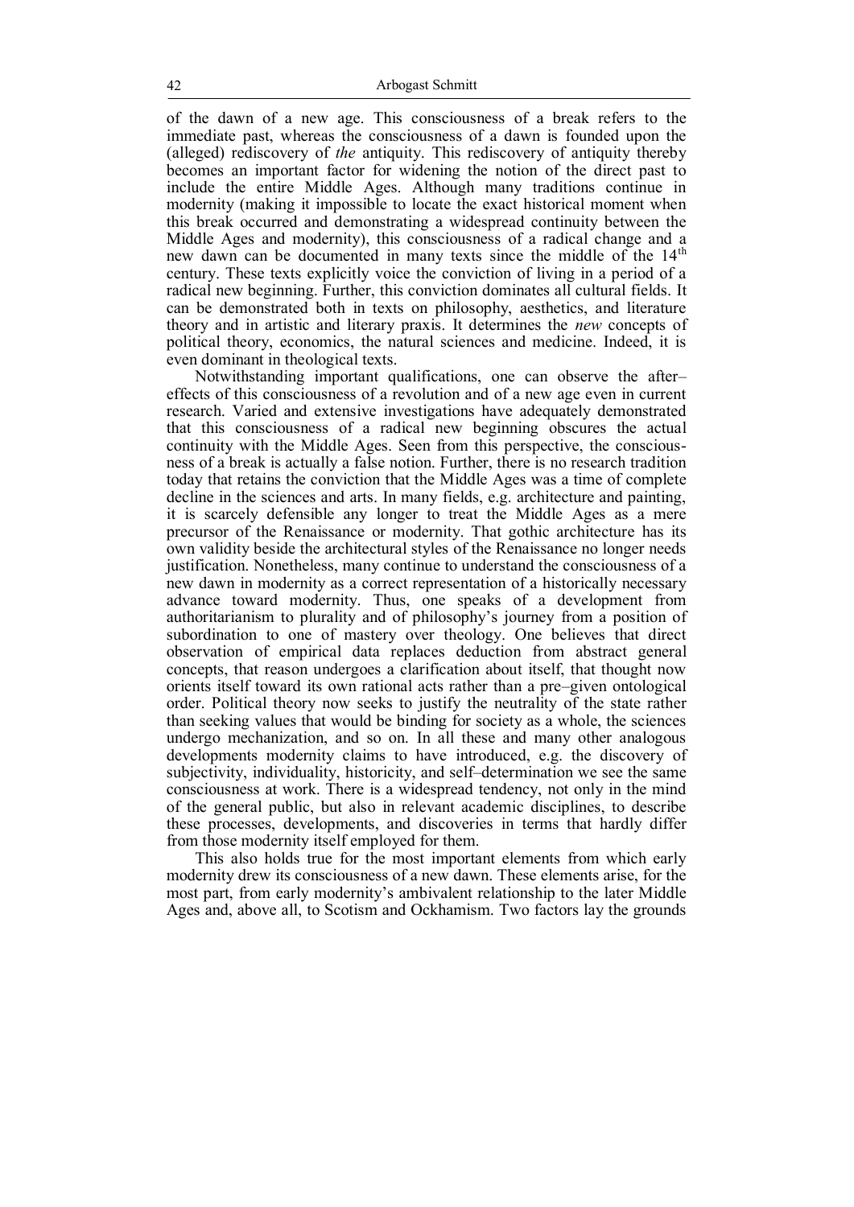of the dawn of a new age. This consciousness of a break refers to the immediate past, whereas the consciousness of a dawn is founded upon the (alleged) rediscovery of *the* antiquity. This rediscovery of antiquity thereby becomes an important factor for widening the notion of the direct past to include the entire Middle Ages. Although many traditions continue in modernity (making it impossible to locate the exact historical moment when this break occurred and demonstrating a widespread continuity between the Middle Ages and modernity), this consciousness of a radical change and a new dawn can be documented in many texts since the middle of the 14[th] century. These texts explicitly voice the conviction of living in a period of a radical new beginning. Further, this conviction dominates all cultural fields. It can be demonstrated both in texts on philosophy, aesthetics, and literature theory and in artistic and literary praxis. It determines the *new* concepts of political theory, economics, the natural sciences and medicine. Indeed, it is even dominant in theological texts.

Notwithstanding important qualifications, one can observe the after–effects of this consciousness of a revolution and of a new age even in current research. Varied and extensive investigations have adequately demonstrated that this consciousness of a radical new beginning obscures the actual continuity with the Middle Ages. Seen from this perspective, the consciousness of a break is actually a false notion. Further, there is no research tradition today that retains the conviction that the Middle Ages was a time of complete decline in the sciences and arts. In many fields, e.g. architecture and painting, it is scarcely defensible any longer to treat the Middle Ages as a mere precursor of the Renaissance or modernity. That gothic architecture has its own validity beside the architectural styles of the Renaissance no longer needs justification. Nonetheless, many continue to understand the consciousness of a new dawn in modernity as a correct representation of a historically necessary advance toward modernity. Thus, one speaks of a development from authoritarianism to plurality and of philosophy's journey from a position of subordination to one of mastery over theology. One believes that direct observation of empirical data replaces deduction from abstract general concepts, that reason undergoes a clarification about itself, that thought now orients itself toward its own rational acts rather than a pre–given ontological order. Political theory now seeks to justify the neutrality of the state rather than seeking values that would be binding for society as a whole, the sciences undergo mechanization, and so on. In all these and many other analogous developments modernity claims to have introduced, e.g. the discovery of subjectivity, individuality, historicity, and self–determination we see the same consciousness at work. There is a widespread tendency, not only in the mind of the general public, but also in relevant academic disciplines, to describe these processes, developments, and discoveries in terms that hardly differ from those modernity itself employed for them.

This also holds true for the most important elements from which early modernity drew its consciousness of a new dawn. These elements arise, for the most part, from early modernity's ambivalent relationship to the later Middle Ages and, above all, to Scotism and Ockhamism. Two factors lay the grounds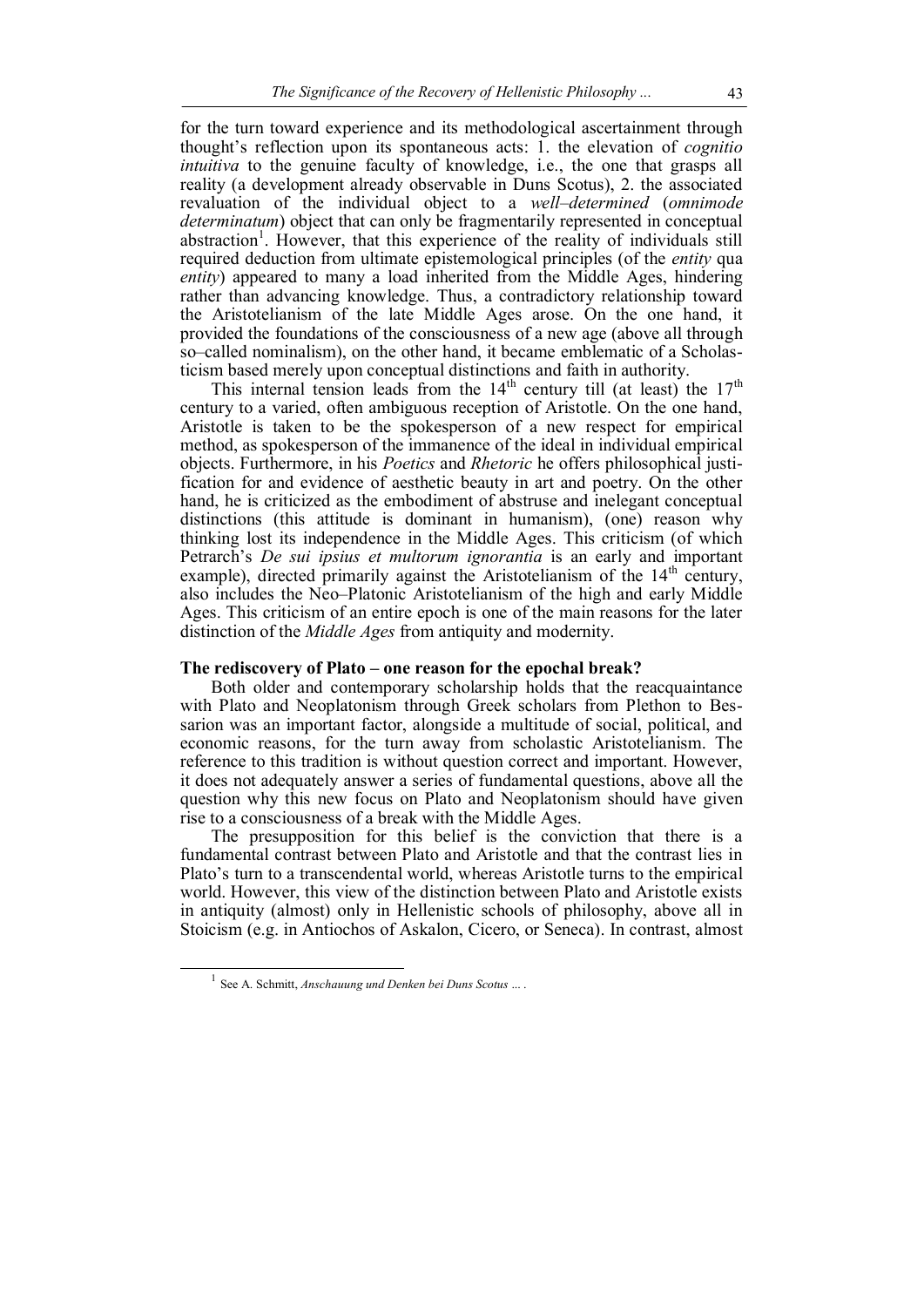for the turn toward experience and its methodological ascertainment through thought's reflection upon its spontaneous acts: 1. the elevation of *cognitio intuitiva* to the genuine faculty of knowledge, i.e., the one that grasps all reality (a development already observable in Duns Scotus), 2. the associated revaluation of the individual object to a *well–determined* (*omnimode determinatum*) object that can only be fragmentarily represented in conceptual abstraction[1]. However, that this experience of the reality of individuals still required deduction from ultimate epistemological principles (of the *entity* qua *entity*) appeared to many a load inherited from the Middle Ages, hindering rather than advancing knowledge. Thus, a contradictory relationship toward the Aristotelianism of the late Middle Ages arose. On the one hand, it provided the foundations of the consciousness of a new age (above all through so–called nominalism), on the other hand, it became emblematic of a Scholasticism based merely upon conceptual distinctions and faith in authority.

This internal tension leads from the 14th century till (at least) the 17th century to a varied, often ambiguous reception of Aristotle. On the one hand, Aristotle is taken to be the spokesperson of a new respect for empirical method, as spokesperson of the immanence of the ideal in individual empirical objects. Furthermore, in his *Poetics* and *Rhetoric* he offers philosophical justification for and evidence of aesthetic beauty in art and poetry. On the other hand, he is criticized as the embodiment of abstruse and inelegant conceptual distinctions (this attitude is dominant in humanism), (one) reason why thinking lost its independence in the Middle Ages. This criticism (of which Petrarch's *De sui ipsius et multorum ignorantia* is an early and important example), directed primarily against the Aristotelianism of the 14th century, also includes the Neo–Platonic Aristotelianism of the high and early Middle Ages. This criticism of an entire epoch is one of the main reasons for the later distinction of the *Middle Ages* from antiquity and modernity.

**The rediscovery of Plato – one reason for the epochal break?**

Both older and contemporary scholarship holds that the reacquaintance with Plato and Neoplatonism through Greek scholars from Plethon to Bessarion was an important factor, alongside a multitude of social, political, and economic reasons, for the turn away from scholastic Aristotelianism. The reference to this tradition is without question correct and important. However, it does not adequately answer a series of fundamental questions, above all the question why this new focus on Plato and Neoplatonism should have given rise to a consciousness of a break with the Middle Ages.

The presupposition for this belief is the conviction that there is a fundamental contrast between Plato and Aristotle and that the contrast lies in Plato's turn to a transcendental world, whereas Aristotle turns to the empirical world. However, this view of the distinction between Plato and Aristotle exists in antiquity (almost) only in Hellenistic schools of philosophy, above all in Stoicism (e.g. in Antiochos of Askalon, Cicero, or Seneca). In contrast, almost

[1] See A. Schmitt, *Anschauung und Denken bei Duns Scotus …* .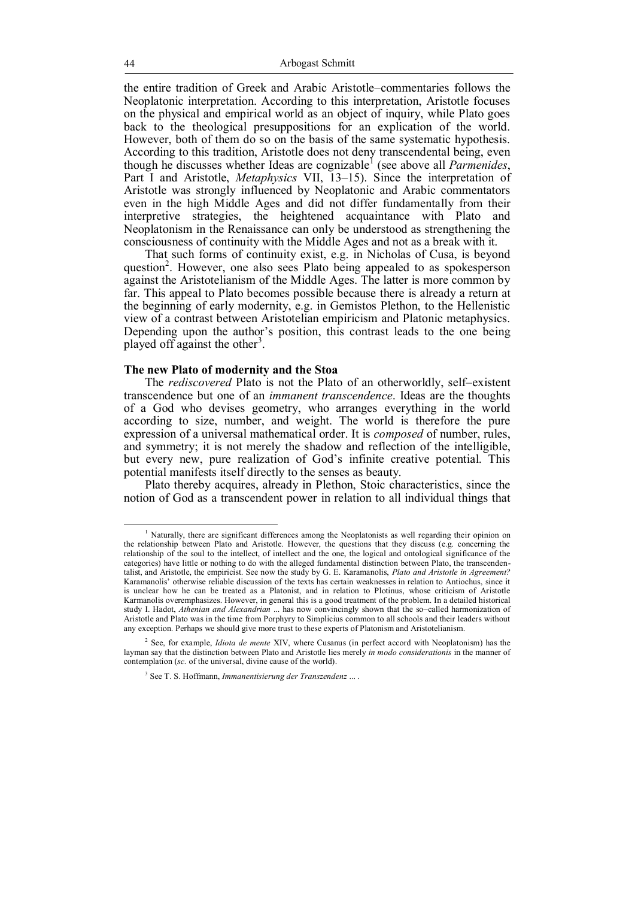the entire tradition of Greek and Arabic Aristotle–commentaries follows the Neoplatonic interpretation. According to this interpretation, Aristotle focuses on the physical and empirical world as an object of inquiry, while Plato goes back to the theological presuppositions for an explication of the world. However, both of them do so on the basis of the same systematic hypothesis. According to this tradition, Aristotle does not deny transcendental being, even though he discusses whether Ideas are cognizable[1] (see above all *Parmenides*, Part I and Aristotle, *Metaphysics* VII, 13–15). Since the interpretation of Aristotle was strongly influenced by Neoplatonic and Arabic commentators even in the high Middle Ages and did not differ fundamentally from their interpretive strategies, the heightened acquaintance with Plato and Neoplatonism in the Renaissance can only be understood as strengthening the consciousness of continuity with the Middle Ages and not as a break with it.

That such forms of continuity exist, e.g. in Nicholas of Cusa, is beyond question[2]. However, one also sees Plato being appealed to as spokesperson against the Aristotelianism of the Middle Ages. The latter is more common by far. This appeal to Plato becomes possible because there is already a return at the beginning of early modernity, e.g. in Gemistos Plethon, to the Hellenistic view of a contrast between Aristotelian empiricism and Platonic metaphysics. Depending upon the author's position, this contrast leads to the one being played off against the other[3].

**The new Plato of modernity and the Stoa**

The *rediscovered* Plato is not the Plato of an otherworldly, self–existent transcendence but one of an *immanent transcendence*. Ideas are the thoughts of a God who devises geometry, who arranges everything in the world according to size, number, and weight. The world is therefore the pure expression of a universal mathematical order. It is *composed* of number, rules, and symmetry; it is not merely the shadow and reflection of the intelligible, but every new, pure realization of God's infinite creative potential. This potential manifests itself directly to the senses as beauty.

Plato thereby acquires, already in Plethon, Stoic characteristics, since the notion of God as a transcendent power in relation to all individual things that

---

[1] Naturally, there are significant differences among the Neoplatonists as well regarding their opinion on the relationship between Plato and Aristotle. However, the questions that they discuss (e.g. concerning the relationship of the soul to the intellect, of intellect and the one, the logical and ontological significance of the categories) have little or nothing to do with the alleged fundamental distinction between Plato, the transcendentalist, and Aristotle, the empiricist. See now the study by G. E. Karamanolis, *Plato and Aristotle in Agreement?* Karamanolis' otherwise reliable discussion of the texts has certain weaknesses in relation to Antiochus, since it is unclear how he can be treated as a Platonist, and in relation to Plotinus, whose criticism of Aristotle Karmanolis overemphasizes. However, in general this is a good treatment of the problem. In a detailed historical study I. Hadot, *Athenian and Alexandrian ...* has now convincingly shown that the so–called harmonization of Aristotle and Plato was in the time from Porphyry to Simplicius common to all schools and their leaders without any exception. Perhaps we should give more trust to these experts of Platonism and Aristotelianism.

[2] See, for example, *Idiota de mente* XIV, where Cusanus (in perfect accord with Neoplatonism) has the layman say that the distinction between Plato and Aristotle lies merely *in modo considerationis* in the manner of contemplation (*sc.* of the universal, divine cause of the world).

[3] See T. S. Hoffmann, *Immanentisierung der Transzendenz ...* .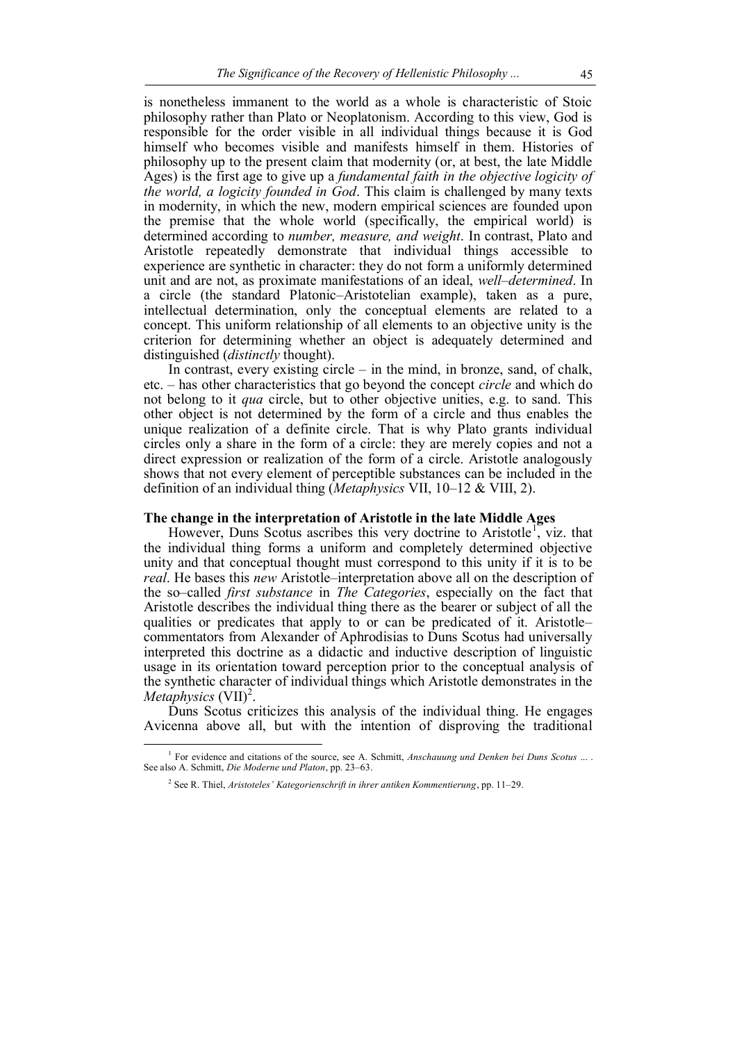is nonetheless immanent to the world as a whole is characteristic of Stoic philosophy rather than Plato or Neoplatonism. According to this view, God is responsible for the order visible in all individual things because it is God himself who becomes visible and manifests himself in them. Histories of philosophy up to the present claim that modernity (or, at best, the late Middle Ages) is the first age to give up a *fundamental faith in the objective logicity of the world, a logicity founded in God*. This claim is challenged by many texts in modernity, in which the new, modern empirical sciences are founded upon the premise that the whole world (specifically, the empirical world) is determined according to *number, measure, and weight*. In contrast, Plato and Aristotle repeatedly demonstrate that individual things accessible to experience are synthetic in character: they do not form a uniformly determined unit and are not, as proximate manifestations of an ideal, *well–determined*. In a circle (the standard Platonic–Aristotelian example), taken as a pure, intellectual determination, only the conceptual elements are related to a concept. This uniform relationship of all elements to an objective unity is the criterion for determining whether an object is adequately determined and distinguished (*distinctly* thought).

In contrast, every existing circle – in the mind, in bronze, sand, of chalk, etc. – has other characteristics that go beyond the concept *circle* and which do not belong to it *qua* circle, but to other objective unities, e.g. to sand. This other object is not determined by the form of a circle and thus enables the unique realization of a definite circle. That is why Plato grants individual circles only a share in the form of a circle: they are merely copies and not a direct expression or realization of the form of a circle. Aristotle analogously shows that not every element of perceptible substances can be included in the definition of an individual thing (*Metaphysics* VII, 10–12 & VIII, 2).

**The change in the interpretation of Aristotle in the late Middle Ages**

However, Duns Scotus ascribes this very doctrine to Aristotle[1], viz. that the individual thing forms a uniform and completely determined objective unity and that conceptual thought must correspond to this unity if it is to be *real*. He bases this *new* Aristotle–interpretation above all on the description of the so–called *first substance* in *The Categories*, especially on the fact that Aristotle describes the individual thing there as the bearer or subject of all the qualities or predicates that apply to or can be predicated of it. Aristotle–commentators from Alexander of Aphrodisias to Duns Scotus had universally interpreted this doctrine as a didactic and inductive description of linguistic usage in its orientation toward perception prior to the conceptual analysis of the synthetic character of individual things which Aristotle demonstrates in the *Metaphysics* (VII)[2].

Duns Scotus criticizes this analysis of the individual thing. He engages Avicenna above all, but with the intention of disproving the traditional

[1] For evidence and citations of the source, see A. Schmitt, *Anschauung und Denken bei Duns Scotus ...* . See also A. Schmitt, *Die Moderne und Platon*, pp. 23–63.

[2] See R. Thiel, *Aristoteles' Kategorienschrift in ihrer antiken Kommentierung*, pp. 11–29.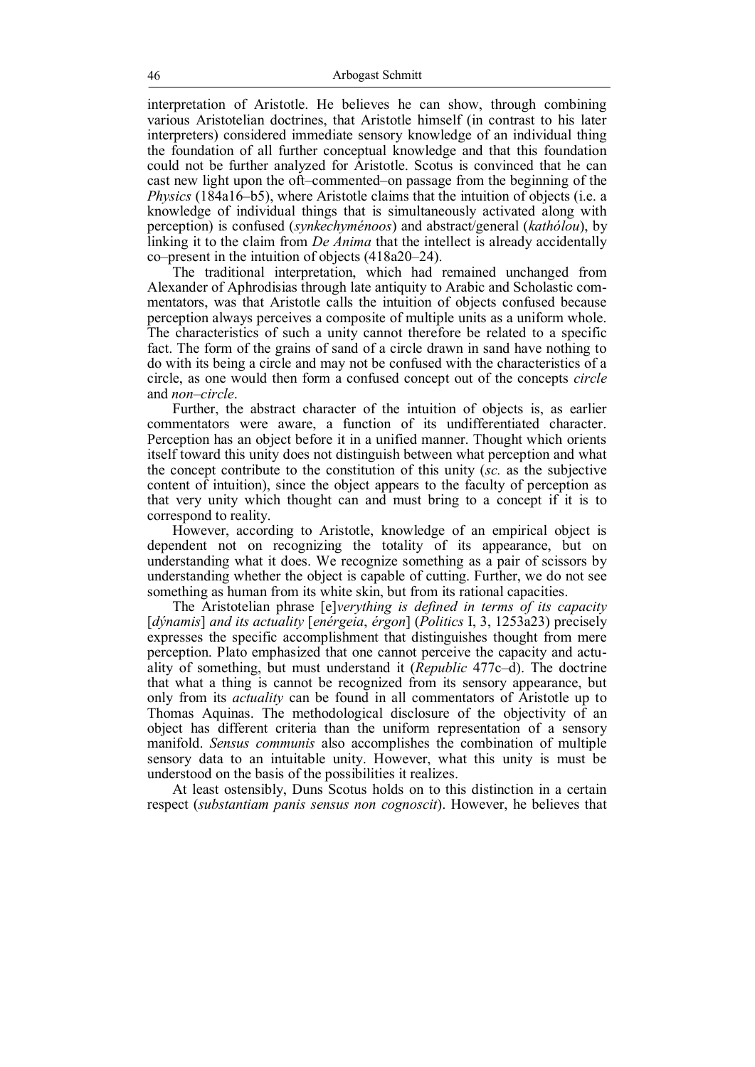interpretation of Aristotle. He believes he can show, through combining various Aristotelian doctrines, that Aristotle himself (in contrast to his later interpreters) considered immediate sensory knowledge of an individual thing the foundation of all further conceptual knowledge and that this foundation could not be further analyzed for Aristotle. Scotus is convinced that he can cast new light upon the oft–commented–on passage from the beginning of the *Physics* (184a16–b5), where Aristotle claims that the intuition of objects (i.e. a knowledge of individual things that is simultaneously activated along with perception) is confused (*synkechyménoos*) and abstract/general (*kathólou*), by linking it to the claim from *De Anima* that the intellect is already accidentally co–present in the intuition of objects (418a20–24).

The traditional interpretation, which had remained unchanged from Alexander of Aphrodisias through late antiquity to Arabic and Scholastic commentators, was that Aristotle calls the intuition of objects confused because perception always perceives a composite of multiple units as a uniform whole. The characteristics of such a unity cannot therefore be related to a specific fact. The form of the grains of sand of a circle drawn in sand have nothing to do with its being a circle and may not be confused with the characteristics of a circle, as one would then form a confused concept out of the concepts *circle* and *non–circle*.

Further, the abstract character of the intuition of objects is, as earlier commentators were aware, a function of its undifferentiated character. Perception has an object before it in a unified manner. Thought which orients itself toward this unity does not distinguish between what perception and what the concept contribute to the constitution of this unity (*sc.* as the subjective content of intuition), since the object appears to the faculty of perception as that very unity which thought can and must bring to a concept if it is to correspond to reality.

However, according to Aristotle, knowledge of an empirical object is dependent not on recognizing the totality of its appearance, but on understanding what it does. We recognize something as a pair of scissors by understanding whether the object is capable of cutting. Further, we do not see something as human from its white skin, but from its rational capacities.

The Aristotelian phrase [e]*verything is defined in terms of its capacity* [*dýnamis*] *and its actuality* [*enérgeia*, *érgon*] (*Politics* I, 3, 1253a23) precisely expresses the specific accomplishment that distinguishes thought from mere perception. Plato emphasized that one cannot perceive the capacity and actuality of something, but must understand it (*Republic* 477c–d). The doctrine that what a thing is cannot be recognized from its sensory appearance, but only from its *actuality* can be found in all commentators of Aristotle up to Thomas Aquinas. The methodological disclosure of the objectivity of an object has different criteria than the uniform representation of a sensory manifold. *Sensus communis* also accomplishes the combination of multiple sensory data to an intuitable unity. However, what this unity is must be understood on the basis of the possibilities it realizes.

At least ostensibly, Duns Scotus holds on to this distinction in a certain respect (*substantiam panis sensus non cognoscit*). However, he believes that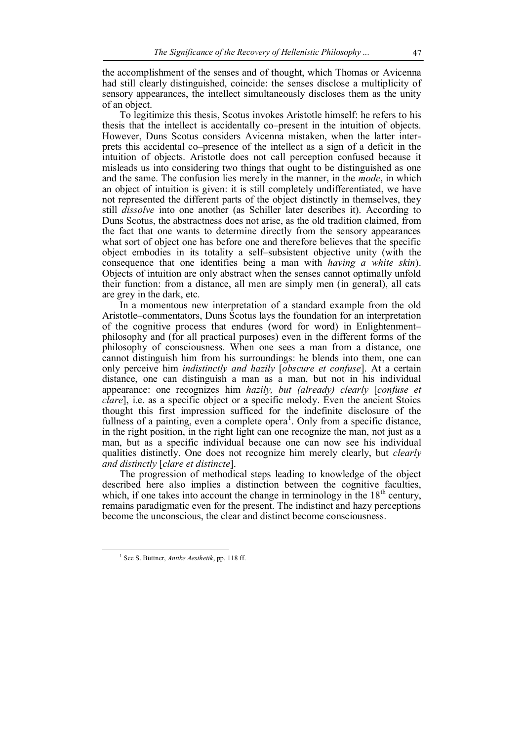the accomplishment of the senses and of thought, which Thomas or Avicenna had still clearly distinguished, coincide: the senses disclose a multiplicity of sensory appearances, the intellect simultaneously discloses them as the unity of an object.

To legitimize this thesis, Scotus invokes Aristotle himself: he refers to his thesis that the intellect is accidentally co–present in the intuition of objects. However, Duns Scotus considers Avicenna mistaken, when the latter interprets this accidental co–presence of the intellect as a sign of a deficit in the intuition of objects. Aristotle does not call perception confused because it misleads us into considering two things that ought to be distinguished as one and the same. The confusion lies merely in the manner, in the *mode*, in which an object of intuition is given: it is still completely undifferentiated, we have not represented the different parts of the object distinctly in themselves, they still *dissolve* into one another (as Schiller later describes it). According to Duns Scotus, the abstractness does not arise, as the old tradition claimed, from the fact that one wants to determine directly from the sensory appearances what sort of object one has before one and therefore believes that the specific object embodies in its totality a self–subsistent objective unity (with the consequence that one identifies being a man with *having a white skin*). Objects of intuition are only abstract when the senses cannot optimally unfold their function: from a distance, all men are simply men (in general), all cats are grey in the dark, etc.

In a momentous new interpretation of a standard example from the old Aristotle–commentators, Duns Scotus lays the foundation for an interpretation of the cognitive process that endures (word for word) in Enlightenment–philosophy and (for all practical purposes) even in the different forms of the philosophy of consciousness. When one sees a man from a distance, one cannot distinguish him from his surroundings: he blends into them, one can only perceive him *indistinctly and hazily* [*obscure et confuse*]. At a certain distance, one can distinguish a man as a man, but not in his individual appearance: one recognizes him *hazily, but (already) clearly* [*confuse et clare*], i.e. as a specific object or a specific melody. Even the ancient Stoics thought this first impression sufficed for the indefinite disclosure of the fullness of a painting, even a complete opera[1]. Only from a specific distance, in the right position, in the right light can one recognize the man, not just as a man, but as a specific individual because one can now see his individual qualities distinctly. One does not recognize him merely clearly, but *clearly and distinctly* [*clare et distincte*].

The progression of methodical steps leading to knowledge of the object described here also implies a distinction between the cognitive faculties, which, if one takes into account the change in terminology in the 18th century, remains paradigmatic even for the present. The indistinct and hazy perceptions become the unconscious, the clear and distinct become consciousness.

---

[1] See S. Büttner, *Antike Aesthetik*, pp. 118 ff.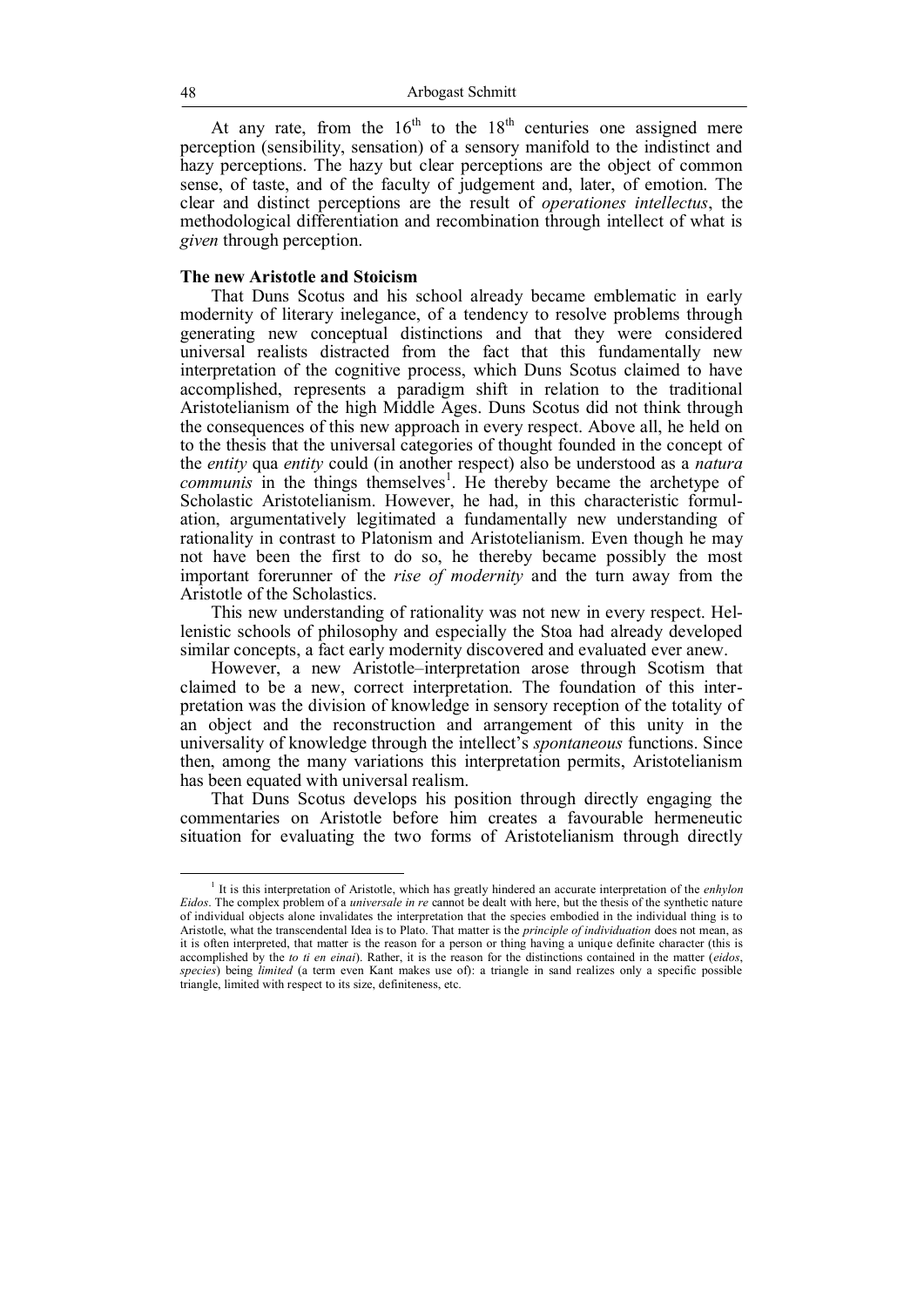At any rate, from the $16^{th}$ to the $18^{th}$ centuries one assigned mere perception (sensibility, sensation) of a sensory manifold to the indistinct and hazy perceptions. The hazy but clear perceptions are the object of common sense, of taste, and of the faculty of judgement and, later, of emotion. The clear and distinct perceptions are the result of *operationes intellectus*, the methodological differentiation and recombination through intellect of what is *given* through perception.

### The new Aristotle and Stoicism

That Duns Scotus and his school already became emblematic in early modernity of literary inelegance, of a tendency to resolve problems through generating new conceptual distinctions and that they were considered universal realists distracted from the fact that this fundamentally new interpretation of the cognitive process, which Duns Scotus claimed to have accomplished, represents a paradigm shift in relation to the traditional Aristotelianism of the high Middle Ages. Duns Scotus did not think through the consequences of this new approach in every respect. Above all, he held on to the thesis that the universal categories of thought founded in the concept of the *entity* qua *entity* could (in another respect) also be understood as a *natura communis* in the things themselves[1]. He thereby became the archetype of Scholastic Aristotelianism. However, he had, in this characteristic formulation, argumentatively legitimated a fundamentally new understanding of rationality in contrast to Platonism and Aristotelianism. Even though he may not have been the first to do so, he thereby became possibly the most important forerunner of the *rise of modernity* and the turn away from the Aristotle of the Scholastics.

This new understanding of rationality was not new in every respect. Hellenistic schools of philosophy and especially the Stoa had already developed similar concepts, a fact early modernity discovered and evaluated ever anew.

However, a new Aristotle–interpretation arose through Scotism that claimed to be a new, correct interpretation. The foundation of this interpretation was the division of knowledge in sensory reception of the totality of an object and the reconstruction and arrangement of this unity in the universality of knowledge through the intellect's *spontaneous* functions. Since then, among the many variations this interpretation permits, Aristotelianism has been equated with universal realism.

That Duns Scotus develops his position through directly engaging the commentaries on Aristotle before him creates a favourable hermeneutic situation for evaluating the two forms of Aristotelianism through directly

---

[1] It is this interpretation of Aristotle, which has greatly hindered an accurate interpretation of the *enhylon Eidos*. The complex problem of a *universale in re* cannot be dealt with here, but the thesis of the synthetic nature of individual objects alone invalidates the interpretation that the species embodied in the individual thing is to Aristotle, what the transcendental Idea is to Plato. That matter is the *principle of individuation* does not mean, as it is often interpreted, that matter is the reason for a person or thing having a unique definite character (this is accomplished by the *to ti en einai*). Rather, it is the reason for the distinctions contained in the matter (*eidos*, *species*) being *limited* (a term even Kant makes use of): a triangle in sand realizes only a specific possible triangle, limited with respect to its size, definiteness, etc.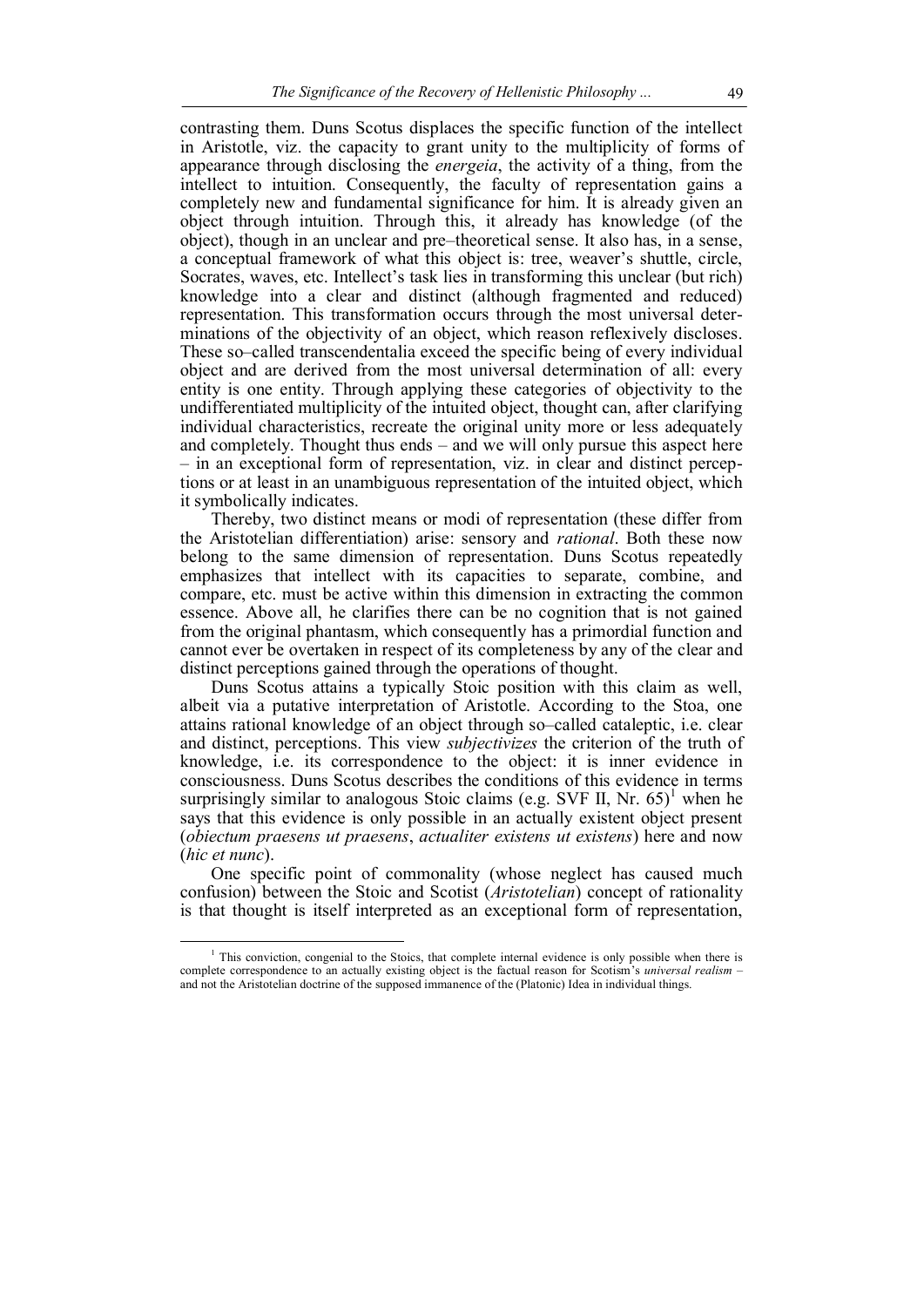contrasting them. Duns Scotus displaces the specific function of the intellect in Aristotle, viz. the capacity to grant unity to the multiplicity of forms of appearance through disclosing the *energeia*, the activity of a thing, from the intellect to intuition. Consequently, the faculty of representation gains a completely new and fundamental significance for him. It is already given an object through intuition. Through this, it already has knowledge (of the object), though in an unclear and pre–theoretical sense. It also has, in a sense, a conceptual framework of what this object is: tree, weaver's shuttle, circle, Socrates, waves, etc. Intellect's task lies in transforming this unclear (but rich) knowledge into a clear and distinct (although fragmented and reduced) representation. This transformation occurs through the most universal determinations of the objectivity of an object, which reason reflexively discloses. These so–called transcendentalia exceed the specific being of every individual object and are derived from the most universal determination of all: every entity is one entity. Through applying these categories of objectivity to the undifferentiated multiplicity of the intuited object, thought can, after clarifying individual characteristics, recreate the original unity more or less adequately and completely. Thought thus ends – and we will only pursue this aspect here – in an exceptional form of representation, viz. in clear and distinct perceptions or at least in an unambiguous representation of the intuited object, which it symbolically indicates.

Thereby, two distinct means or modi of representation (these differ from the Aristotelian differentiation) arise: sensory and *rational*. Both these now belong to the same dimension of representation. Duns Scotus repeatedly emphasizes that intellect with its capacities to separate, combine, and compare, etc. must be active within this dimension in extracting the common essence. Above all, he clarifies there can be no cognition that is not gained from the original phantasm, which consequently has a primordial function and cannot ever be overtaken in respect of its completeness by any of the clear and distinct perceptions gained through the operations of thought.

Duns Scotus attains a typically Stoic position with this claim as well, albeit via a putative interpretation of Aristotle. According to the Stoa, one attains rational knowledge of an object through so–called cataleptic, i.e. clear and distinct, perceptions. This view *subjectivizes* the criterion of the truth of knowledge, i.e. its correspondence to the object: it is inner evidence in consciousness. Duns Scotus describes the conditions of this evidence in terms surprisingly similar to analogous Stoic claims (e.g. SVF II, Nr. 65)[1] when he says that this evidence is only possible in an actually existent object present (*obiectum praesens ut praesens*, *actualiter existens ut existens*) here and now (*hic et nunc*).

One specific point of commonality (whose neglect has caused much confusion) between the Stoic and Scotist (*Aristotelian*) concept of rationality is that thought is itself interpreted as an exceptional form of representation,

[1] This conviction, congenial to the Stoics, that complete internal evidence is only possible when there is complete correspondence to an actually existing object is the factual reason for Scotism's *universal realism* – and not the Aristotelian doctrine of the supposed immanence of the (Platonic) Idea in individual things.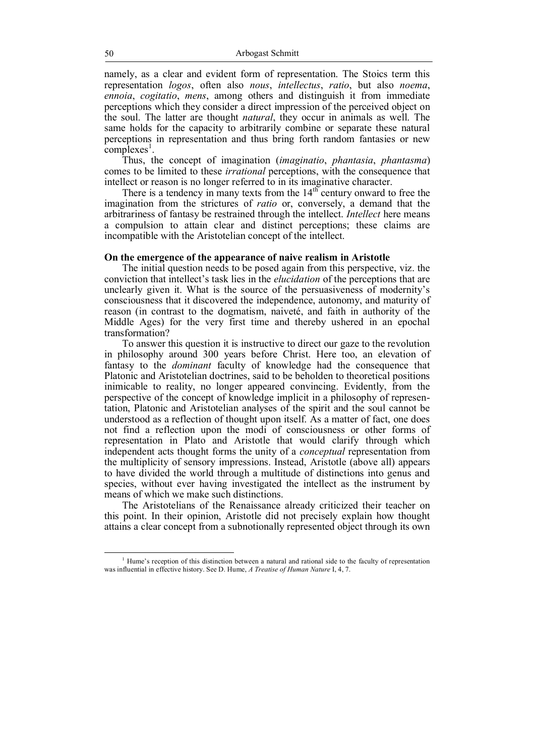namely, as a clear and evident form of representation. The Stoics term this representation *logos*, often also *nous*, *intellectus*, *ratio*, but also *noema*, *ennoia*, *cogitatio*, *mens*, among others and distinguish it from immediate perceptions which they consider a direct impression of the perceived object on the soul. The latter are thought *natural*, they occur in animals as well. The same holds for the capacity to arbitrarily combine or separate these natural perceptions in representation and thus bring forth random fantasies or new complexes[1].

Thus, the concept of imagination (*imaginatio*, *phantasia*, *phantasma*) comes to be limited to these *irrational* perceptions, with the consequence that intellect or reason is no longer referred to in its imaginative character.

There is a tendency in many texts from the 14th century onward to free the imagination from the strictures of *ratio* or, conversely, a demand that the arbitrariness of fantasy be restrained through the intellect. *Intellect* here means a compulsion to attain clear and distinct perceptions; these claims are incompatible with the Aristotelian concept of the intellect.

**On the emergence of the appearance of naive realism in Aristotle**

The initial question needs to be posed again from this perspective, viz. the conviction that intellect's task lies in the *elucidation* of the perceptions that are unclearly given it. What is the source of the persuasiveness of modernity's consciousness that it discovered the independence, autonomy, and maturity of reason (in contrast to the dogmatism, naiveté, and faith in authority of the Middle Ages) for the very first time and thereby ushered in an epochal transformation?

To answer this question it is instructive to direct our gaze to the revolution in philosophy around 300 years before Christ. Here too, an elevation of fantasy to the *dominant* faculty of knowledge had the consequence that Platonic and Aristotelian doctrines, said to be beholden to theoretical positions inimicable to reality, no longer appeared convincing. Evidently, from the perspective of the concept of knowledge implicit in a philosophy of representation, Platonic and Aristotelian analyses of the spirit and the soul cannot be understood as a reflection of thought upon itself. As a matter of fact, one does not find a reflection upon the modi of consciousness or other forms of representation in Plato and Aristotle that would clarify through which independent acts thought forms the unity of a *conceptual* representation from the multiplicity of sensory impressions. Instead, Aristotle (above all) appears to have divided the world through a multitude of distinctions into genus and species, without ever having investigated the intellect as the instrument by means of which we make such distinctions.

The Aristotelians of the Renaissance already criticized their teacher on this point. In their opinion, Aristotle did not precisely explain how thought attains a clear concept from a subnotionally represented object through its own

[1] Hume's reception of this distinction between a natural and rational side to the faculty of representation was influential in effective history. See D. Hume, *A Treatise of Human Nature* I, 4, 7.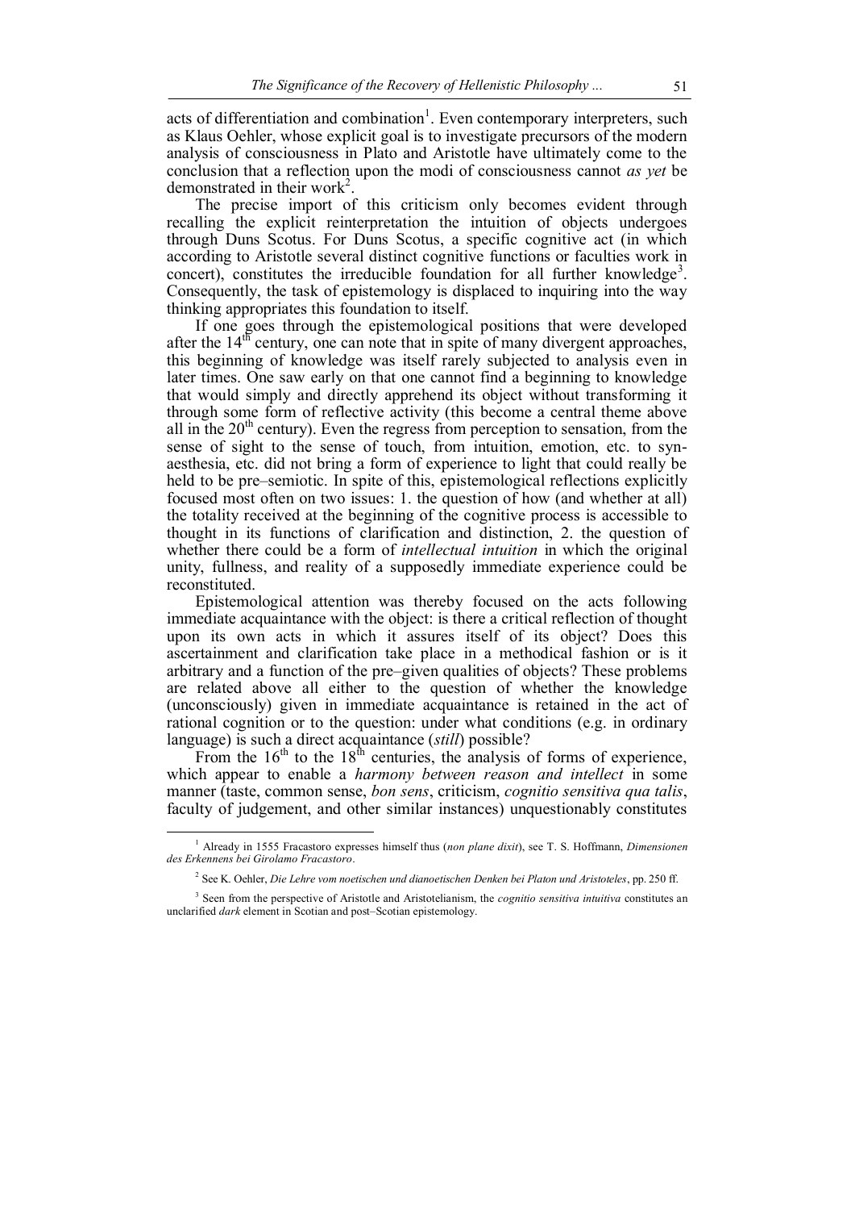acts of differentiation and combination[1]. Even contemporary interpreters, such as Klaus Oehler, whose explicit goal is to investigate precursors of the modern analysis of consciousness in Plato and Aristotle have ultimately come to the conclusion that a reflection upon the modi of consciousness cannot *as yet* be demonstrated in their work[2].

The precise import of this criticism only becomes evident through recalling the explicit reinterpretation the intuition of objects undergoes through Duns Scotus. For Duns Scotus, a specific cognitive act (in which according to Aristotle several distinct cognitive functions or faculties work in concert), constitutes the irreducible foundation for all further knowledge[3]. Consequently, the task of epistemology is displaced to inquiring into the way thinking appropriates this foundation to itself.

If one goes through the epistemological positions that were developed after the 14th century, one can note that in spite of many divergent approaches, this beginning of knowledge was itself rarely subjected to analysis even in later times. One saw early on that one cannot find a beginning to knowledge that would simply and directly apprehend its object without transforming it through some form of reflective activity (this become a central theme above all in the 20th century). Even the regress from perception to sensation, from the sense of sight to the sense of touch, from intuition, emotion, etc. to syn-aesthesia, etc. did not bring a form of experience to light that could really be held to be pre–semiotic. In spite of this, epistemological reflections explicitly focused most often on two issues: 1. the question of how (and whether at all) the totality received at the beginning of the cognitive process is accessible to thought in its functions of clarification and distinction, 2. the question of whether there could be a form of *intellectual intuition* in which the original unity, fullness, and reality of a supposedly immediate experience could be reconstituted.

Epistemological attention was thereby focused on the acts following immediate acquaintance with the object: is there a critical reflection of thought upon its own acts in which it assures itself of its object? Does this ascertainment and clarification take place in a methodical fashion or is it arbitrary and a function of the pre–given qualities of objects? These problems are related above all either to the question of whether the knowledge (unconsciously) given in immediate acquaintance is retained in the act of rational cognition or to the question: under what conditions (e.g. in ordinary language) is such a direct acquaintance (*still*) possible?

From the 16th to the 18th centuries, the analysis of forms of experience, which appear to enable a *harmony between reason and intellect* in some manner (taste, common sense, *bon sens*, criticism, *cognitio sensitiva qua talis*, faculty of judgement, and other similar instances) unquestionably constitutes

---

[1] Already in 1555 Fracastoro expresses himself thus (*non plane dixit*), see T. S. Hoffmann, *Dimensionen des Erkennens bei Girolamo Fracastoro*.

[2] See K. Oehler, *Die Lehre vom noetischen und dianoetischen Denken bei Platon und Aristoteles*, pp. 250 ff.

[3] Seen from the perspective of Aristotle and Aristotelianism, the *cognitio sensitiva intuitiva* constitutes an unclarified *dark* element in Scotian and post–Scotian epistemology.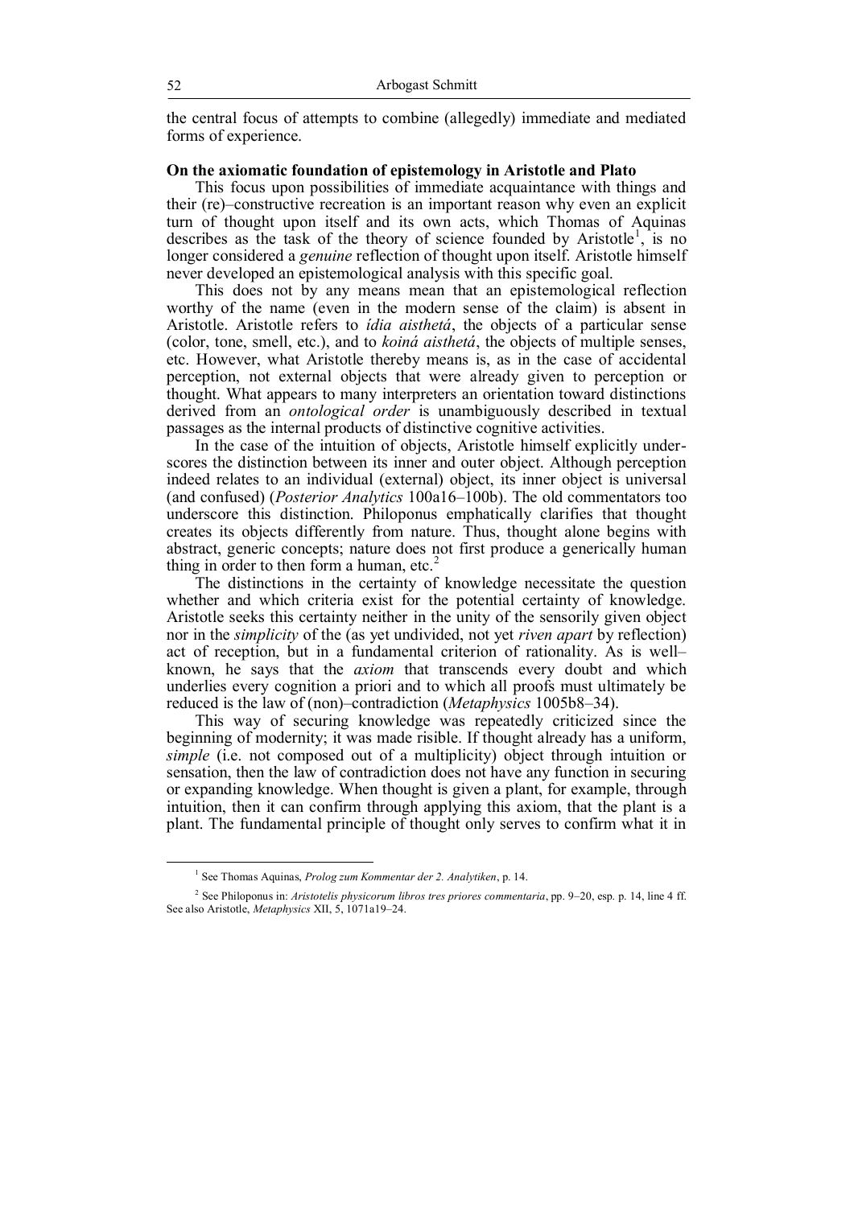the central focus of attempts to combine (allegedly) immediate and mediated forms of experience.

**On the axiomatic foundation of epistemology in Aristotle and Plato**

This focus upon possibilities of immediate acquaintance with things and their (re)–constructive recreation is an important reason why even an explicit turn of thought upon itself and its own acts, which Thomas of Aquinas describes as the task of the theory of science founded by Aristotle[1], is no longer considered a *genuine* reflection of thought upon itself. Aristotle himself never developed an epistemological analysis with this specific goal.

This does not by any means mean that an epistemological reflection worthy of the name (even in the modern sense of the claim) is absent in Aristotle. Aristotle refers to *ídia aisthetá*, the objects of a particular sense (color, tone, smell, etc.), and to *koiná aisthetá*, the objects of multiple senses, etc. However, what Aristotle thereby means is, as in the case of accidental perception, not external objects that were already given to perception or thought. What appears to many interpreters an orientation toward distinctions derived from an *ontological order* is unambiguously described in textual passages as the internal products of distinctive cognitive activities.

In the case of the intuition of objects, Aristotle himself explicitly underscores the distinction between its inner and outer object. Although perception indeed relates to an individual (external) object, its inner object is universal (and confused) (*Posterior Analytics* 100a16–100b). The old commentators too underscore this distinction. Philoponus emphatically clarifies that thought creates its objects differently from nature. Thus, thought alone begins with abstract, generic concepts; nature does not first produce a generically human thing in order to then form a human, etc.[2]

The distinctions in the certainty of knowledge necessitate the question whether and which criteria exist for the potential certainty of knowledge. Aristotle seeks this certainty neither in the unity of the sensorily given object nor in the *simplicity* of the (as yet undivided, not yet *riven apart* by reflection) act of reception, but in a fundamental criterion of rationality. As is well–known, he says that the *axiom* that transcends every doubt and which underlies every cognition a priori and to which all proofs must ultimately be reduced is the law of (non)–contradiction (*Metaphysics* 1005b8–34).

This way of securing knowledge was repeatedly criticized since the beginning of modernity; it was made risible. If thought already has a uniform, *simple* (i.e. not composed out of a multiplicity) object through intuition or sensation, then the law of contradiction does not have any function in securing or expanding knowledge. When thought is given a plant, for example, through intuition, then it can confirm through applying this axiom, that the plant is a plant. The fundamental principle of thought only serves to confirm what it in

---

[1] See Thomas Aquinas, *Prolog zum Kommentar der 2. Analytiken*, p. 14.

[2] See Philoponus in: *Aristotelis physicorum libros tres priores commentaria*, pp. 9–20, esp. p. 14, line 4 ff. See also Aristotle, *Metaphysics* XII, 5, 1071a19–24.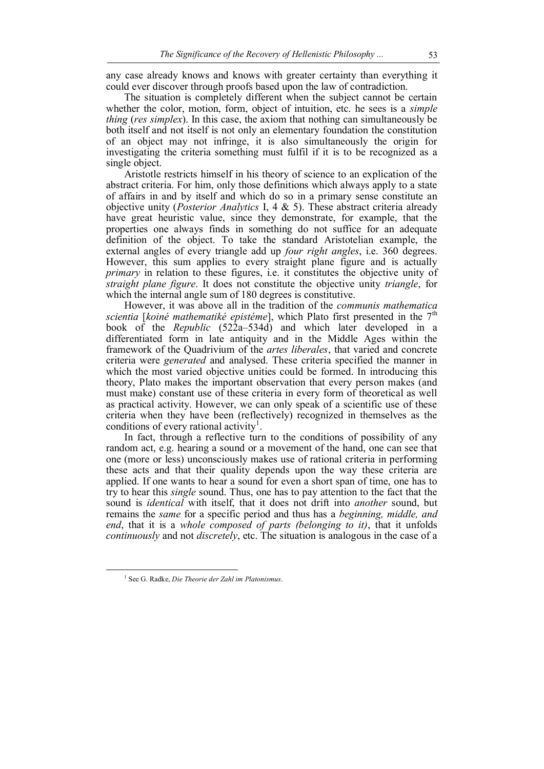any case already knows and knows with greater certainty than everything it could ever discover through proofs based upon the law of contradiction.

The situation is completely different when the subject cannot be certain whether the color, motion, form, object of intuition, etc. he sees is a *simple thing* (*res simplex*). In this case, the axiom that nothing can simultaneously be both itself and not itself is not only an elementary foundation the constitution of an object may not infringe, it is also simultaneously the origin for investigating the criteria something must fulfil if it is to be recognized as a single object.

Aristotle restricts himself in his theory of science to an explication of the abstract criteria. For him, only those definitions which always apply to a state of affairs in and by itself and which do so in a primary sense constitute an objective unity (*Posterior Analytics* I, 4 & 5). These abstract criteria already have great heuristic value, since they demonstrate, for example, that the properties one always finds in something do not suffice for an adequate definition of the object. To take the standard Aristotelian example, the external angles of every triangle add up *four right angles*, i.e. 360 degrees. However, this sum applies to every straight plane figure and is actually *primary* in relation to these figures, i.e. it constitutes the objective unity of *straight plane figure*. It does not constitute the objective unity *triangle*, for which the internal angle sum of 180 degrees is constitutive.

However, it was above all in the tradition of the *communis mathematica scientia* [*koiné mathematiké epistéme*], which Plato first presented in the 7th book of the *Republic* (522a–534d) and which later developed in a differentiated form in late antiquity and in the Middle Ages within the framework of the Quadrivium of the *artes liberales*, that varied and concrete criteria were *generated* and analysed. These criteria specified the manner in which the most varied objective unities could be formed. In introducing this theory, Plato makes the important observation that every person makes (and must make) constant use of these criteria in every form of theoretical as well as practical activity. However, we can only speak of a scientific use of these criteria when they have been (reflectively) recognized in themselves as the conditions of every rational activity[1].

In fact, through a reflective turn to the conditions of possibility of any random act, e.g. hearing a sound or a movement of the hand, one can see that one (more or less) unconsciously makes use of rational criteria in performing these acts and that their quality depends upon the way these criteria are applied. If one wants to hear a sound for even a short span of time, one has to try to hear this *single* sound. Thus, one has to pay attention to the fact that the sound is *identical* with itself, that it does not drift into *another* sound, but remains the *same* for a specific period and thus has a *beginning, middle, and end*, that it is a *whole composed of parts (belonging to it)*, that it unfolds *continuously* and not *discretely*, etc. The situation is analogous in the case of a

[1] See G. Radke, *Die Theorie der Zahl im Platonismus*.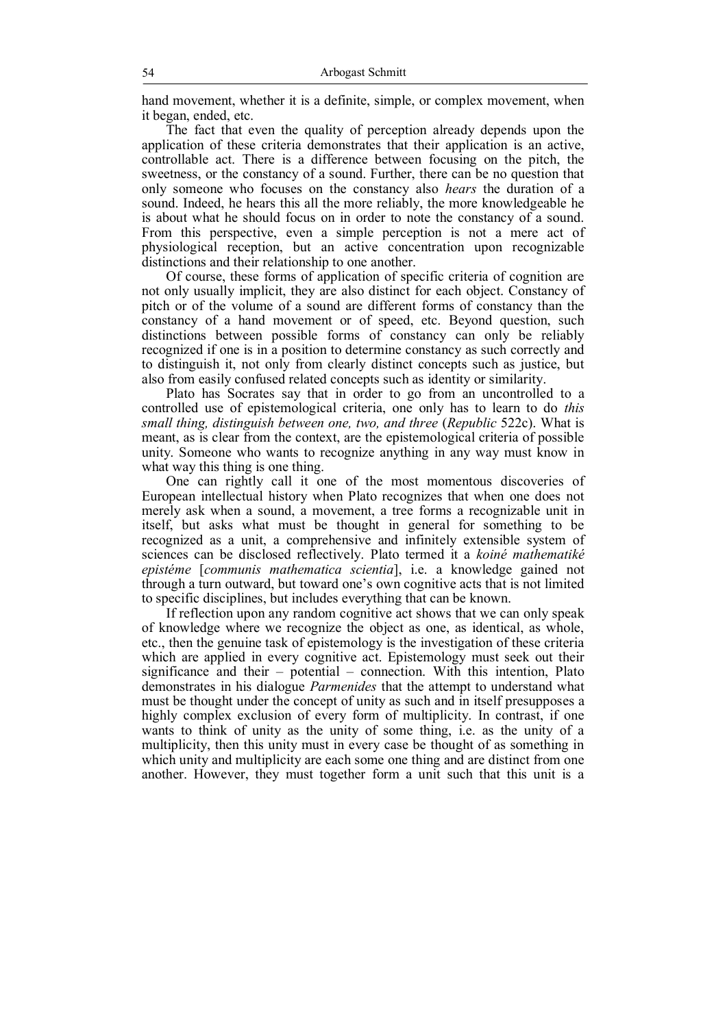hand movement, whether it is a definite, simple, or complex movement, when it began, ended, etc.

The fact that even the quality of perception already depends upon the application of these criteria demonstrates that their application is an active, controllable act. There is a difference between focusing on the pitch, the sweetness, or the constancy of a sound. Further, there can be no question that only someone who focuses on the constancy also *hears* the duration of a sound. Indeed, he hears this all the more reliably, the more knowledgeable he is about what he should focus on in order to note the constancy of a sound. From this perspective, even a simple perception is not a mere act of physiological reception, but an active concentration upon recognizable distinctions and their relationship to one another.

Of course, these forms of application of specific criteria of cognition are not only usually implicit, they are also distinct for each object. Constancy of pitch or of the volume of a sound are different forms of constancy than the constancy of a hand movement or of speed, etc. Beyond question, such distinctions between possible forms of constancy can only be reliably recognized if one is in a position to determine constancy as such correctly and to distinguish it, not only from clearly distinct concepts such as justice, but also from easily confused related concepts such as identity or similarity.

Plato has Socrates say that in order to go from an uncontrolled to a controlled use of epistemological criteria, one only has to learn to do *this small thing, distinguish between one, two, and three* (*Republic* 522c). What is meant, as is clear from the context, are the epistemological criteria of possible unity. Someone who wants to recognize anything in any way must know in what way this thing is one thing.

One can rightly call it one of the most momentous discoveries of European intellectual history when Plato recognizes that when one does not merely ask when a sound, a movement, a tree forms a recognizable unit in itself, but asks what must be thought in general for something to be recognized as a unit, a comprehensive and infinitely extensible system of sciences can be disclosed reflectively. Plato termed it a *koiné mathematiké epistéme* [*communis mathematica scientia*], i.e. a knowledge gained not through a turn outward, but toward one's own cognitive acts that is not limited to specific disciplines, but includes everything that can be known.

If reflection upon any random cognitive act shows that we can only speak of knowledge where we recognize the object as one, as identical, as whole, etc., then the genuine task of epistemology is the investigation of these criteria which are applied in every cognitive act. Epistemology must seek out their significance and their – potential – connection. With this intention, Plato demonstrates in his dialogue *Parmenides* that the attempt to understand what must be thought under the concept of unity as such and in itself presupposes a highly complex exclusion of every form of multiplicity. In contrast, if one wants to think of unity as the unity of some thing, i.e. as the unity of a multiplicity, then this unity must in every case be thought of as something in which unity and multiplicity are each some one thing and are distinct from one another. However, they must together form a unit such that this unit is a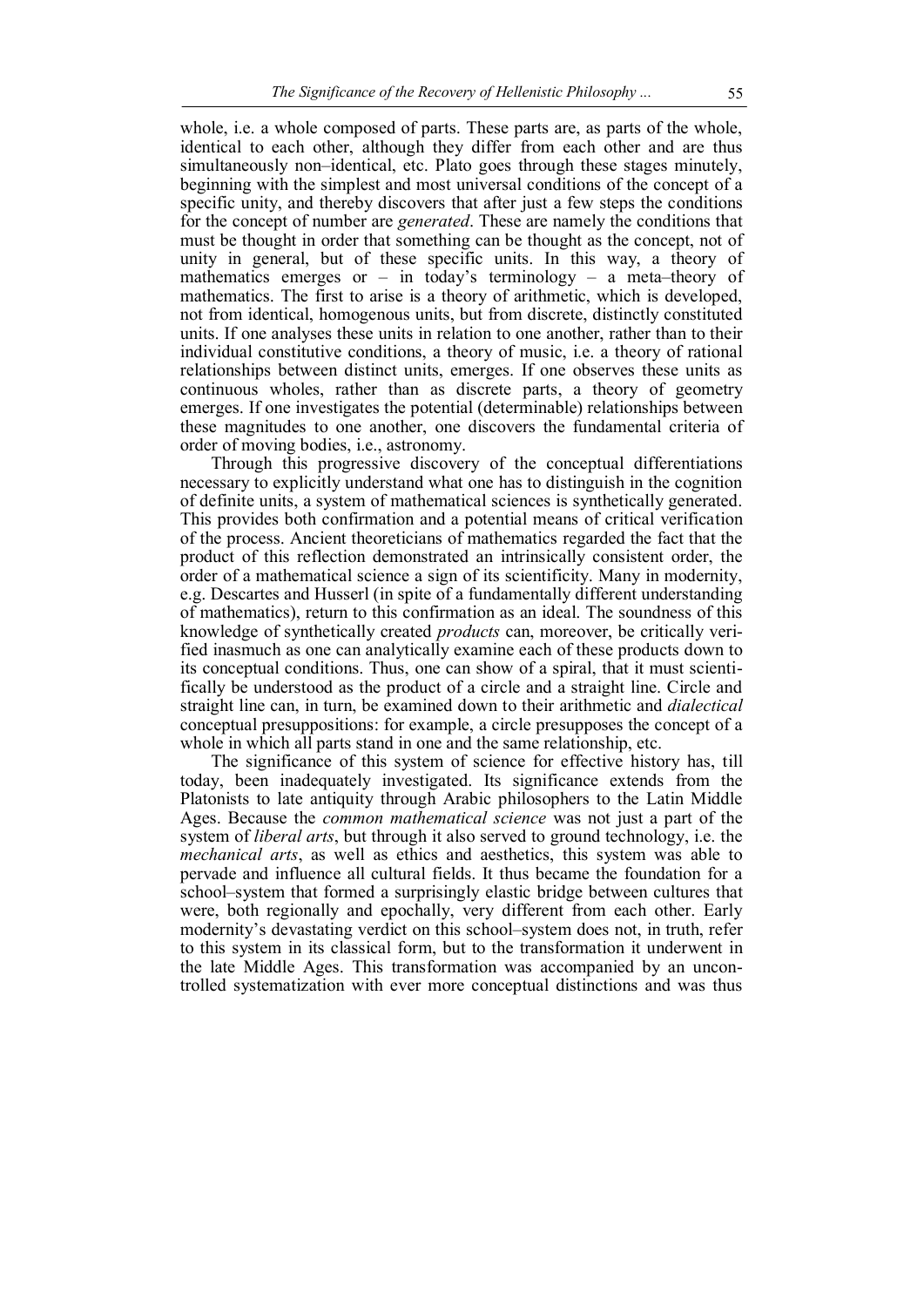whole, i.e. a whole composed of parts. These parts are, as parts of the whole, identical to each other, although they differ from each other and are thus simultaneously non–identical, etc. Plato goes through these stages minutely, beginning with the simplest and most universal conditions of the concept of a specific unity, and thereby discovers that after just a few steps the conditions for the concept of number are *generated*. These are namely the conditions that must be thought in order that something can be thought as the concept, not of unity in general, but of these specific units. In this way, a theory of mathematics emerges or – in today's terminology – a meta–theory of mathematics. The first to arise is a theory of arithmetic, which is developed, not from identical, homogenous units, but from discrete, distinctly constituted units. If one analyses these units in relation to one another, rather than to their individual constitutive conditions, a theory of music, i.e. a theory of rational relationships between distinct units, emerges. If one observes these units as continuous wholes, rather than as discrete parts, a theory of geometry emerges. If one investigates the potential (determinable) relationships between these magnitudes to one another, one discovers the fundamental criteria of order of moving bodies, i.e., astronomy.

Through this progressive discovery of the conceptual differentiations necessary to explicitly understand what one has to distinguish in the cognition of definite units, a system of mathematical sciences is synthetically generated. This provides both confirmation and a potential means of critical verification of the process. Ancient theoreticians of mathematics regarded the fact that the product of this reflection demonstrated an intrinsically consistent order, the order of a mathematical science a sign of its scientificity. Many in modernity, e.g. Descartes and Husserl (in spite of a fundamentally different understanding of mathematics), return to this confirmation as an ideal. The soundness of this knowledge of synthetically created *products* can, moreover, be critically verified inasmuch as one can analytically examine each of these products down to its conceptual conditions. Thus, one can show of a spiral, that it must scientifically be understood as the product of a circle and a straight line. Circle and straight line can, in turn, be examined down to their arithmetic and *dialectical* conceptual presuppositions: for example, a circle presupposes the concept of a whole in which all parts stand in one and the same relationship, etc.

The significance of this system of science for effective history has, till today, been inadequately investigated. Its significance extends from the Platonists to late antiquity through Arabic philosophers to the Latin Middle Ages. Because the *common mathematical science* was not just a part of the system of *liberal arts*, but through it also served to ground technology, i.e. the *mechanical arts*, as well as ethics and aesthetics, this system was able to pervade and influence all cultural fields. It thus became the foundation for a school–system that formed a surprisingly elastic bridge between cultures that were, both regionally and epochally, very different from each other. Early modernity's devastating verdict on this school–system does not, in truth, refer to this system in its classical form, but to the transformation it underwent in the late Middle Ages. This transformation was accompanied by an uncontrolled systematization with ever more conceptual distinctions and was thus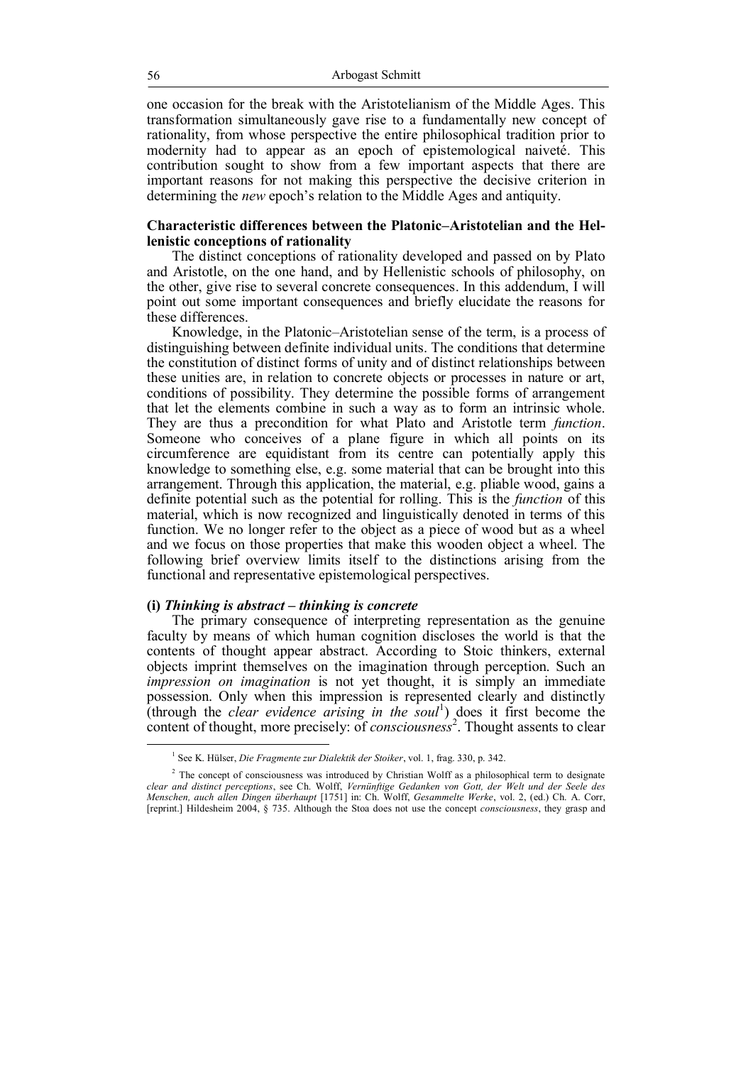one occasion for the break with the Aristotelianism of the Middle Ages. This transformation simultaneously gave rise to a fundamentally new concept of rationality, from whose perspective the entire philosophical tradition prior to modernity had to appear as an epoch of epistemological naiveté. This contribution sought to show from a few important aspects that there are important reasons for not making this perspective the decisive criterion in determining the *new* epoch's relation to the Middle Ages and antiquity.

### Characteristic differences between the Platonic–Aristotelian and the Hellenistic conceptions of rationality

The distinct conceptions of rationality developed and passed on by Plato and Aristotle, on the one hand, and by Hellenistic schools of philosophy, on the other, give rise to several concrete consequences. In this addendum, I will point out some important consequences and briefly elucidate the reasons for these differences.

Knowledge, in the Platonic–Aristotelian sense of the term, is a process of distinguishing between definite individual units. The conditions that determine the constitution of distinct forms of unity and of distinct relationships between these unities are, in relation to concrete objects or processes in nature or art, conditions of possibility. They determine the possible forms of arrangement that let the elements combine in such a way as to form an intrinsic whole. They are thus a precondition for what Plato and Aristotle term *function*. Someone who conceives of a plane figure in which all points on its circumference are equidistant from its centre can potentially apply this knowledge to something else, e.g. some material that can be brought into this arrangement. Through this application, the material, e.g. pliable wood, gains a definite potential such as the potential for rolling. This is the *function* of this material, which is now recognized and linguistically denoted in terms of this function. We no longer refer to the object as a piece of wood but as a wheel and we focus on those properties that make this wooden object a wheel. The following brief overview limits itself to the distinctions arising from the functional and representative epistemological perspectives.

#### (i) *Thinking is abstract – thinking is concrete*

The primary consequence of interpreting representation as the genuine faculty by means of which human cognition discloses the world is that the contents of thought appear abstract. According to Stoic thinkers, external objects imprint themselves on the imagination through perception. Such an *impression on imagination* is not yet thought, it is simply an immediate possession. Only when this impression is represented clearly and distinctly (through the *clear evidence arising in the soul*[1]) does it first become the content of thought, more precisely: of *consciousness*[2]. Thought assents to clear

---

[1] See K. Hülser, *Die Fragmente zur Dialektik der Stoiker*, vol. 1, frag. 330, p. 342.

[2] The concept of consciousness was introduced by Christian Wolff as a philosophical term to designate *clear and distinct perceptions*, see Ch. Wolff, *Vernünftige Gedanken von Gott, der Welt und der Seele des Menschen, auch allen Dingen überhaupt* [1751] in: Ch. Wolff, *Gesammelte Werke*, vol. 2, (ed.) Ch. A. Corr, [reprint.] Hildesheim 2004, § 735. Although the Stoa does not use the concept *consciousness*, they grasp and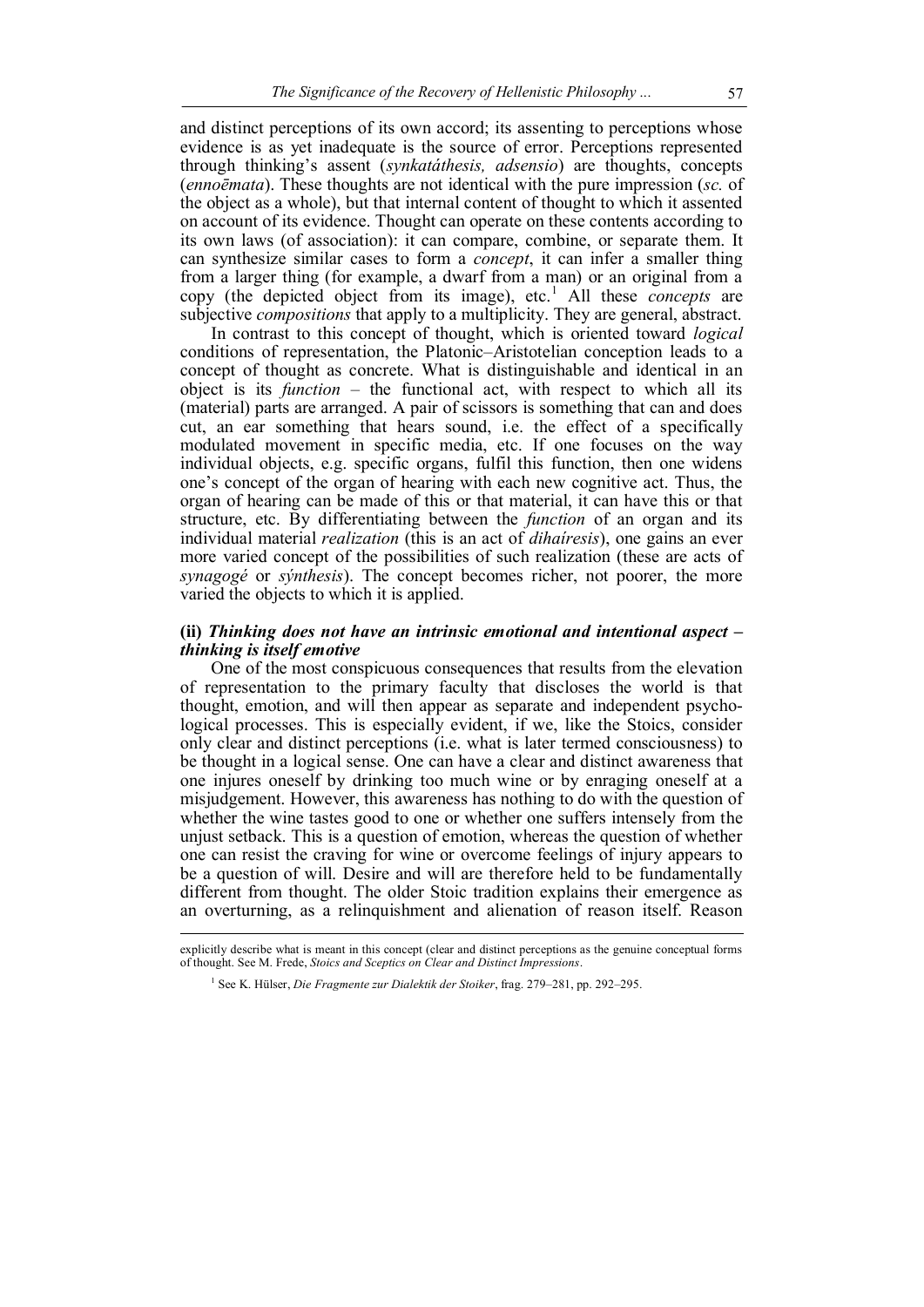and distinct perceptions of its own accord; its assenting to perceptions whose evidence is as yet inadequate is the source of error. Perceptions represented through thinking's assent (*synkatáthesis, adsensio*) are thoughts, concepts (*ennoēmata*). These thoughts are not identical with the pure impression (*sc.* of the object as a whole), but that internal content of thought to which it assented on account of its evidence. Thought can operate on these contents according to its own laws (of association): it can compare, combine, or separate them. It can synthesize similar cases to form a *concept*, it can infer a smaller thing from a larger thing (for example, a dwarf from a man) or an original from a copy (the depicted object from its image), etc.[1] All these *concepts* are subjective *compositions* that apply to a multiplicity. They are general, abstract.

In contrast to this concept of thought, which is oriented toward *logical* conditions of representation, the Platonic–Aristotelian conception leads to a concept of thought as concrete. What is distinguishable and identical in an object is its *function* – the functional act, with respect to which all its (material) parts are arranged. A pair of scissors is something that can and does cut, an ear something that hears sound, i.e. the effect of a specifically modulated movement in specific media, etc. If one focuses on the way individual objects, e.g. specific organs, fulfil this function, then one widens one's concept of the organ of hearing with each new cognitive act. Thus, the organ of hearing can be made of this or that material, it can have this or that structure, etc. By differentiating between the *function* of an organ and its individual material *realization* (this is an act of *dihaíresis*), one gains an ever more varied concept of the possibilities of such realization (these are acts of *synagogé* or *sýnthesis*). The concept becomes richer, not poorer, the more varied the objects to which it is applied.

### (ii) *Thinking does not have an intrinsic emotional and intentional aspect – thinking is itself emotive*

One of the most conspicuous consequences that results from the elevation of representation to the primary faculty that discloses the world is that thought, emotion, and will then appear as separate and independent psychological processes. This is especially evident, if we, like the Stoics, consider only clear and distinct perceptions (i.e. what is later termed consciousness) to be thought in a logical sense. One can have a clear and distinct awareness that one injures oneself by drinking too much wine or by enraging oneself at a misjudgement. However, this awareness has nothing to do with the question of whether the wine tastes good to one or whether one suffers intensely from the unjust setback. This is a question of emotion, whereas the question of whether one can resist the craving for wine or overcome feelings of injury appears to be a question of will. Desire and will are therefore held to be fundamentally different from thought. The older Stoic tradition explains their emergence as an overturning, as a relinquishment and alienation of reason itself. Reason

---

explicitly describe what is meant in this concept (clear and distinct perceptions as the genuine conceptual forms of thought. See M. Frede, *Stoics and Sceptics on Clear and Distinct Impressions*.

[1] See K. Hülser, *Die Fragmente zur Dialektik der Stoiker*, frag. 279–281, pp. 292–295.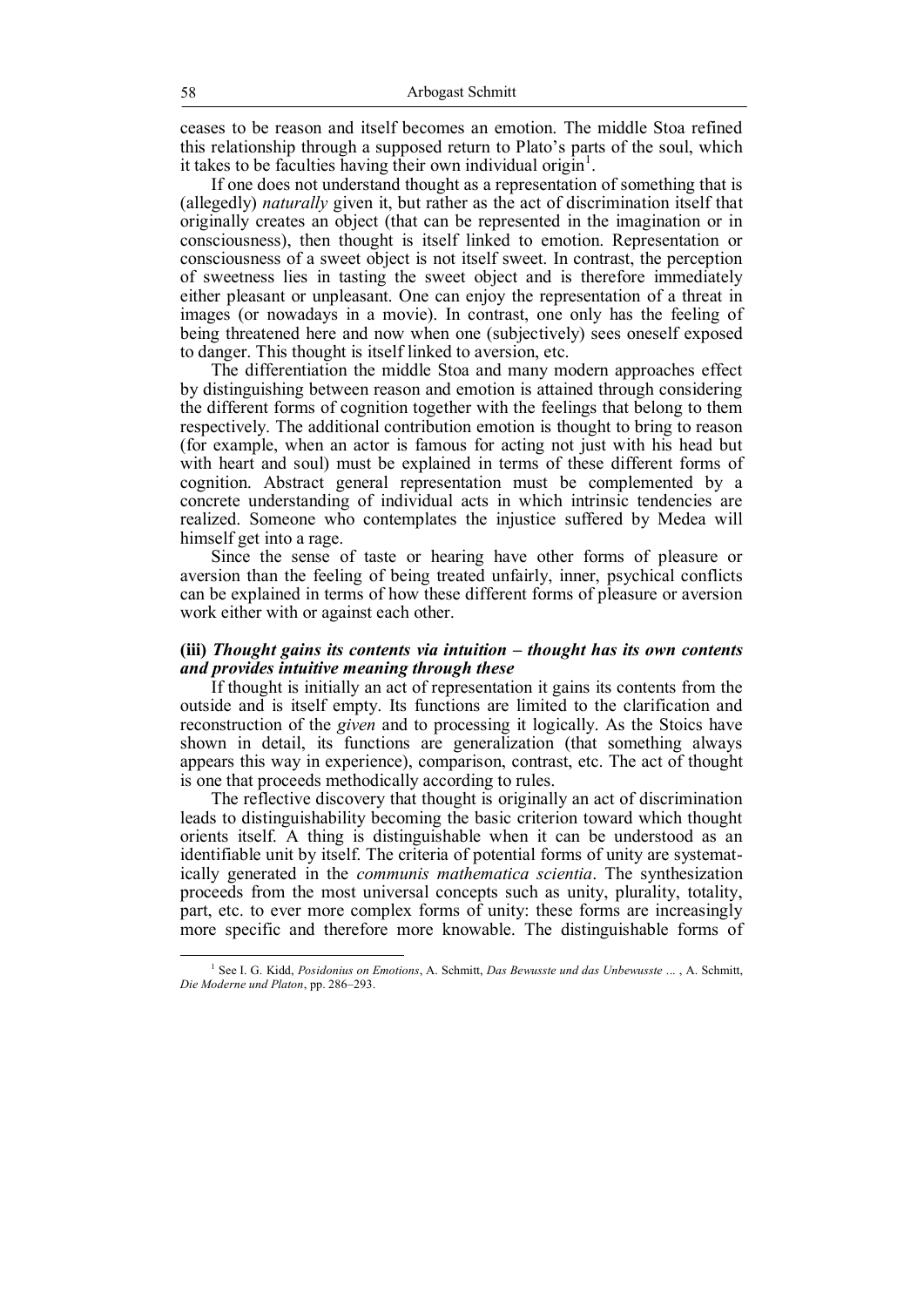ceases to be reason and itself becomes an emotion. The middle Stoa refined this relationship through a supposed return to Plato's parts of the soul, which it takes to be faculties having their own individual origin[1].

If one does not understand thought as a representation of something that is (allegedly) *naturally* given it, but rather as the act of discrimination itself that originally creates an object (that can be represented in the imagination or in consciousness), then thought is itself linked to emotion. Representation or consciousness of a sweet object is not itself sweet. In contrast, the perception of sweetness lies in tasting the sweet object and is therefore immediately either pleasant or unpleasant. One can enjoy the representation of a threat in images (or nowadays in a movie). In contrast, one only has the feeling of being threatened here and now when one (subjectively) sees oneself exposed to danger. This thought is itself linked to aversion, etc.

The differentiation the middle Stoa and many modern approaches effect by distinguishing between reason and emotion is attained through considering the different forms of cognition together with the feelings that belong to them respectively. The additional contribution emotion is thought to bring to reason (for example, when an actor is famous for acting not just with his head but with heart and soul) must be explained in terms of these different forms of cognition. Abstract general representation must be complemented by a concrete understanding of individual acts in which intrinsic tendencies are realized. Someone who contemplates the injustice suffered by Medea will himself get into a rage.

Since the sense of taste or hearing have other forms of pleasure or aversion than the feeling of being treated unfairly, inner, psychical conflicts can be explained in terms of how these different forms of pleasure or aversion work either with or against each other.

**(iii)** ***Thought gains its contents via intuition – thought has its own contents and provides intuitive meaning through these***

If thought is initially an act of representation it gains its contents from the outside and is itself empty. Its functions are limited to the clarification and reconstruction of the *given* and to processing it logically. As the Stoics have shown in detail, its functions are generalization (that something always appears this way in experience), comparison, contrast, etc. The act of thought is one that proceeds methodically according to rules.

The reflective discovery that thought is originally an act of discrimination leads to distinguishability becoming the basic criterion toward which thought orients itself. A thing is distinguishable when it can be understood as an identifiable unit by itself. The criteria of potential forms of unity are systematically generated in the *communis mathematica scientia*. The synthesization proceeds from the most universal concepts such as unity, plurality, totality, part, etc. to ever more complex forms of unity: these forms are increasingly more specific and therefore more knowable. The distinguishable forms of

[1] See I. G. Kidd, *Posidonius on Emotions*, A. Schmitt, *Das Bewusste und das Unbewusste …* , A. Schmitt, *Die Moderne und Platon*, pp. 286–293.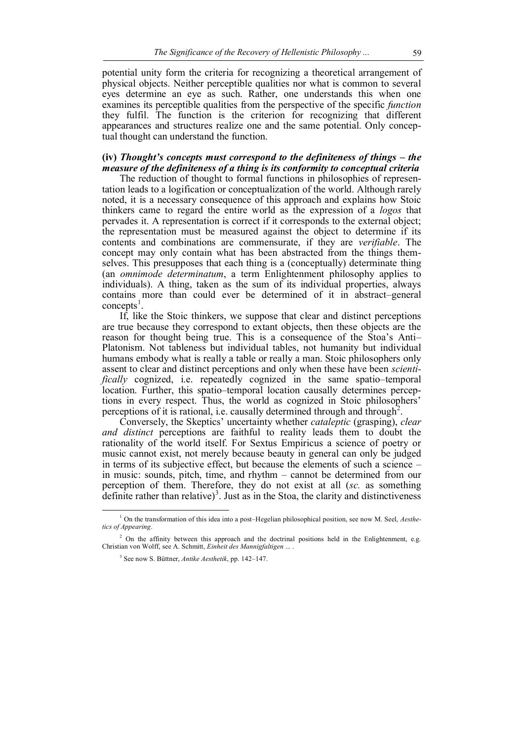potential unity form the criteria for recognizing a theoretical arrangement of physical objects. Neither perceptible qualities nor what is common to several eyes determine an eye as such. Rather, one understands this when one examines its perceptible qualities from the perspective of the specific *function* they fulfil. The function is the criterion for recognizing that different appearances and structures realize one and the same potential. Only conceptual thought can understand the function.

**(iv) *Thought's concepts must correspond to the definiteness of things – the measure of the definiteness of a thing is its conformity to conceptual criteria***

The reduction of thought to formal functions in philosophies of representation leads to a logification or conceptualization of the world. Although rarely noted, it is a necessary consequence of this approach and explains how Stoic thinkers came to regard the entire world as the expression of a *logos* that pervades it. A representation is correct if it corresponds to the external object; the representation must be measured against the object to determine if its contents and combinations are commensurate, if they are *verifiable*. The concept may only contain what has been abstracted from the things themselves. This presupposes that each thing is a (conceptually) determinate thing (an *omnimode determinatum*, a term Enlightenment philosophy applies to individuals). A thing, taken as the sum of its individual properties, always contains more than could ever be determined of it in abstract–general concepts[1].

If, like the Stoic thinkers, we suppose that clear and distinct perceptions are true because they correspond to extant objects, then these objects are the reason for thought being true. This is a consequence of the Stoa's Anti–Platonism. Not tableness but individual tables, not humanity but individual humans embody what is really a table or really a man. Stoic philosophers only assent to clear and distinct perceptions and only when these have been *scientifically* cognized, i.e. repeatedly cognized in the same spatio–temporal location. Further, this spatio–temporal location causally determines perceptions in every respect. Thus, the world as cognized in Stoic philosophers' perceptions of it is rational, i.e. causally determined through and through[2].

Conversely, the Skeptics' uncertainty whether *cataleptic* (grasping), *clear and distinct* perceptions are faithful to reality leads them to doubt the rationality of the world itself. For Sextus Empiricus a science of poetry or music cannot exist, not merely because beauty in general can only be judged in terms of its subjective effect, but because the elements of such a science – in music: sounds, pitch, time, and rhythm – cannot be determined from our perception of them. Therefore, they do not exist at all (*sc.* as something definite rather than relative)[3]. Just as in the Stoa, the clarity and distinctiveness

---

[1] On the transformation of this idea into a post–Hegelian philosophical position, see now M. Seel, *Aesthetics of Appearing*.

[2] On the affinity between this approach and the doctrinal positions held in the Enlightenment, e.g. Christian von Wolff, see A. Schmitt, *Einheit des Mannigfaltigen ...* .

[3] See now S. Büttner, *Antike Aesthetik*, pp. 142–147.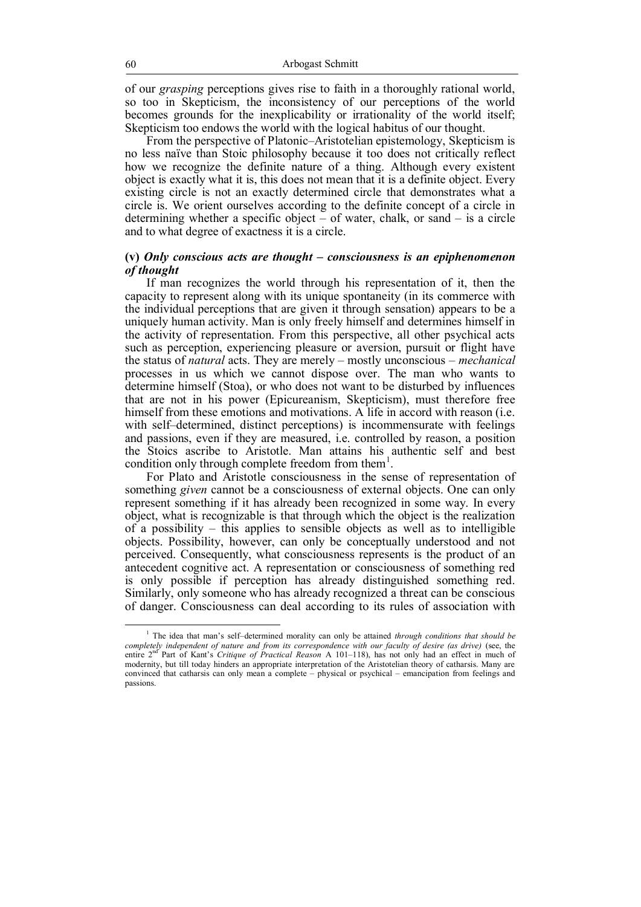of our *grasping* perceptions gives rise to faith in a thoroughly rational world, so too in Skepticism, the inconsistency of our perceptions of the world becomes grounds for the inexplicability or irrationality of the world itself; Skepticism too endows the world with the logical habitus of our thought.

From the perspective of Platonic–Aristotelian epistemology, Skepticism is no less naïve than Stoic philosophy because it too does not critically reflect how we recognize the definite nature of a thing. Although every existent object is exactly what it is, this does not mean that it is a definite object. Every existing circle is not an exactly determined circle that demonstrates what a circle is. We orient ourselves according to the definite concept of a circle in determining whether a specific object – of water, chalk, or sand – is a circle and to what degree of exactness it is a circle.

### (v) *Only conscious acts are thought – consciousness is an epiphenomenon of thought*

If man recognizes the world through his representation of it, then the capacity to represent along with its unique spontaneity (in its commerce with the individual perceptions that are given it through sensation) appears to be a uniquely human activity. Man is only freely himself and determines himself in the activity of representation. From this perspective, all other psychical acts such as perception, experiencing pleasure or aversion, pursuit or flight have the status of *natural* acts. They are merely – mostly unconscious – *mechanical* processes in us which we cannot dispose over. The man who wants to determine himself (Stoa), or who does not want to be disturbed by influences that are not in his power (Epicureanism, Skepticism), must therefore free himself from these emotions and motivations. A life in accord with reason (i.e. with self–determined, distinct perceptions) is incommensurate with feelings and passions, even if they are measured, i.e. controlled by reason, a position the Stoics ascribe to Aristotle. Man attains his authentic self and best condition only through complete freedom from them[1].

For Plato and Aristotle consciousness in the sense of representation of something *given* cannot be a consciousness of external objects. One can only represent something if it has already been recognized in some way. In every object, what is recognizable is that through which the object is the realization of a possibility – this applies to sensible objects as well as to intelligible objects. Possibility, however, can only be conceptually understood and not perceived. Consequently, what consciousness represents is the product of an antecedent cognitive act. A representation or consciousness of something red is only possible if perception has already distinguished something red. Similarly, only someone who has already recognized a threat can be conscious of danger. Consciousness can deal according to its rules of association with

---

[1] The idea that man's self–determined morality can only be attained *through conditions that should be completely independent of nature and from its correspondence with our faculty of desire (as drive)* (see, the entire 2nd Part of Kant's *Critique of Practical Reason* A 101–118), has not only had an effect in much of modernity, but till today hinders an appropriate interpretation of the Aristotelian theory of catharsis. Many are convinced that catharsis can only mean a complete – physical or psychical – emancipation from feelings and passions.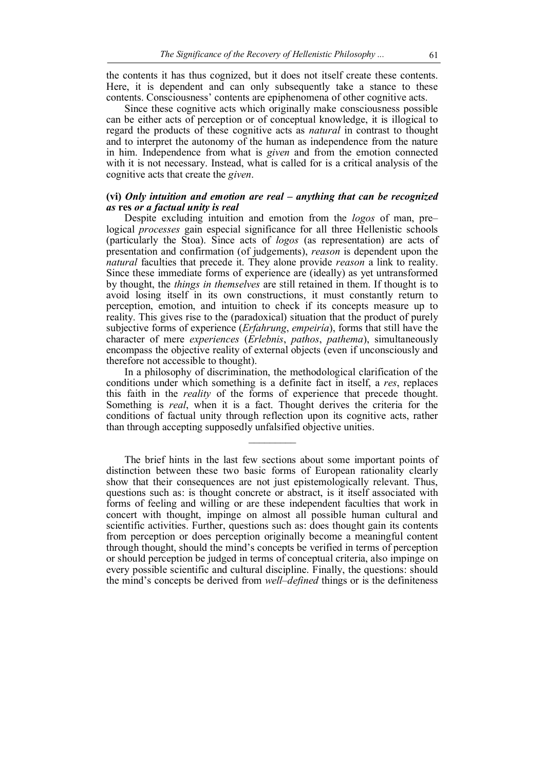the contents it has thus cognized, but it does not itself create these contents. Here, it is dependent and can only subsequently take a stance to these contents. Consciousness' contents are epiphenomena of other cognitive acts.

Since these cognitive acts which originally make consciousness possible can be either acts of perception or of conceptual knowledge, it is illogical to regard the products of these cognitive acts as *natural* in contrast to thought and to interpret the autonomy of the human as independence from the nature in him. Independence from what is *given* and from the emotion connected with it is not necessary. Instead, what is called for is a critical analysis of the cognitive acts that create the *given*.

### (vi) *Only intuition and emotion are real – anything that can be recognized as* **res** *or a factual unity is real*

Despite excluding intuition and emotion from the *logos* of man, pre–logical *processes* gain especial significance for all three Hellenistic schools (particularly the Stoa). Since acts of *logos* (as representation) are acts of presentation and confirmation (of judgements), *reason* is dependent upon the *natural* faculties that precede it. They alone provide *reason* a link to reality. Since these immediate forms of experience are (ideally) as yet untransformed by thought, the *things in themselves* are still retained in them. If thought is to avoid losing itself in its own constructions, it must constantly return to perception, emotion, and intuition to check if its concepts measure up to reality. This gives rise to the (paradoxical) situation that the product of purely subjective forms of experience (*Erfahrung*, *empeiria*), forms that still have the character of mere *experiences* (*Erlebnis*, *pathos*, *pathema*), simultaneously encompass the objective reality of external objects (even if unconsciously and therefore not accessible to thought).

In a philosophy of discrimination, the methodological clarification of the conditions under which something is a definite fact in itself, a *res*, replaces this faith in the *reality* of the forms of experience that precede thought. Something is *real*, when it is a fact. Thought derives the criteria for the conditions of factual unity through reflection upon its cognitive acts, rather than through accepting supposedly unfalsified objective unities.

---

The brief hints in the last few sections about some important points of distinction between these two basic forms of European rationality clearly show that their consequences are not just epistemologically relevant. Thus, questions such as: is thought concrete or abstract, is it itself associated with forms of feeling and willing or are these independent faculties that work in concert with thought, impinge on almost all possible human cultural and scientific activities. Further, questions such as: does thought gain its contents from perception or does perception originally become a meaningful content through thought, should the mind's concepts be verified in terms of perception or should perception be judged in terms of conceptual criteria, also impinge on every possible scientific and cultural discipline. Finally, the questions: should the mind's concepts be derived from *well–defined* things or is the definiteness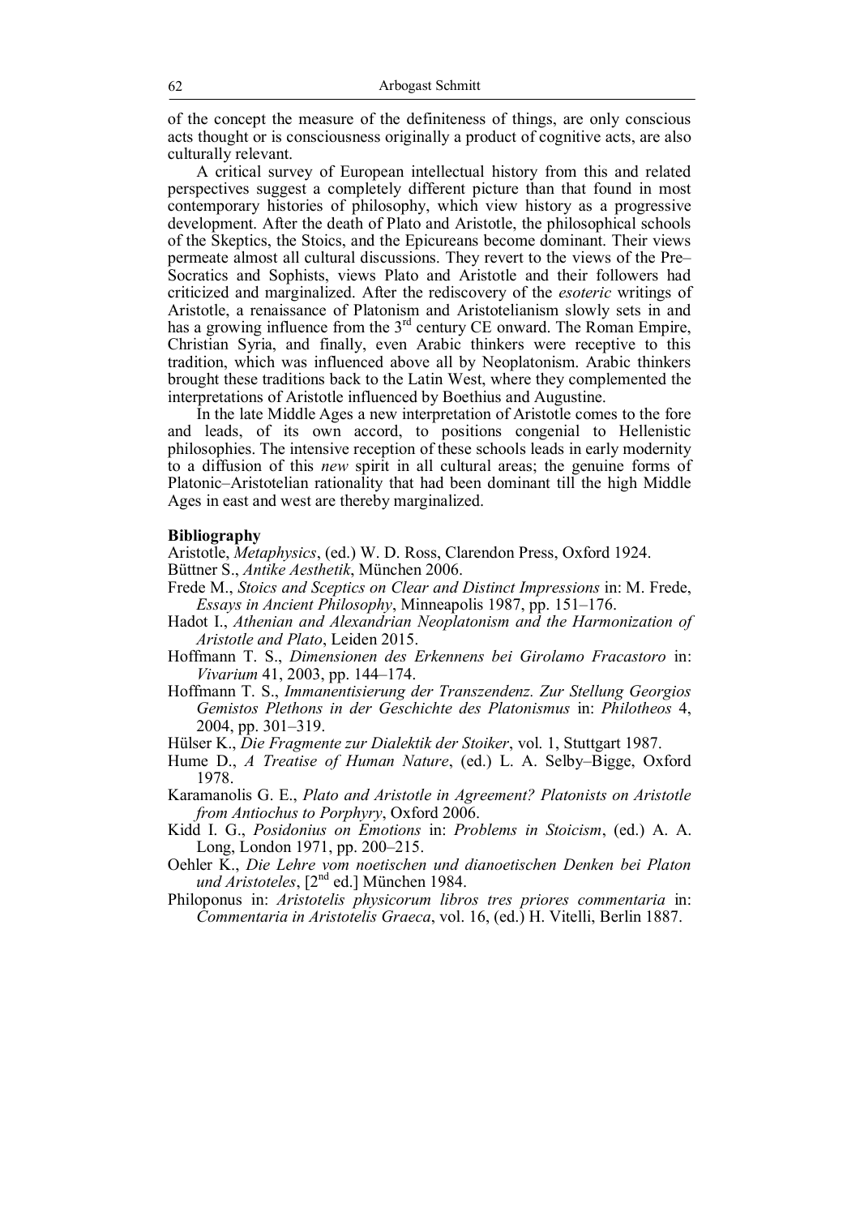of the concept the measure of the definiteness of things, are only conscious acts thought or is consciousness originally a product of cognitive acts, are also culturally relevant.

A critical survey of European intellectual history from this and related perspectives suggest a completely different picture than that found in most contemporary histories of philosophy, which view history as a progressive development. After the death of Plato and Aristotle, the philosophical schools of the Skeptics, the Stoics, and the Epicureans become dominant. Their views permeate almost all cultural discussions. They revert to the views of the Pre–Socratics and Sophists, views Plato and Aristotle and their followers had criticized and marginalized. After the rediscovery of the *esoteric* writings of Aristotle, a renaissance of Platonism and Aristotelianism slowly sets in and has a growing influence from the 3rd century CE onward. The Roman Empire, Christian Syria, and finally, even Arabic thinkers were receptive to this tradition, which was influenced above all by Neoplatonism. Arabic thinkers brought these traditions back to the Latin West, where they complemented the interpretations of Aristotle influenced by Boethius and Augustine.

In the late Middle Ages a new interpretation of Aristotle comes to the fore and leads, of its own accord, to positions congenial to Hellenistic philosophies. The intensive reception of these schools leads in early modernity to a diffusion of this *new* spirit in all cultural areas; the genuine forms of Platonic–Aristotelian rationality that had been dominant till the high Middle Ages in east and west are thereby marginalized.

**Bibliography**

Aristotle, *Metaphysics*, (ed.) W. D. Ross, Clarendon Press, Oxford 1924.

Büttner S., *Antike Aesthetik*, München 2006.

Frede M., *Stoics and Sceptics on Clear and Distinct Impressions* in: M. Frede, *Essays in Ancient Philosophy*, Minneapolis 1987, pp. 151–176.

Hadot I., *Athenian and Alexandrian Neoplatonism and the Harmonization of Aristotle and Plato*, Leiden 2015.

Hoffmann T. S., *Dimensionen des Erkennens bei Girolamo Fracastoro* in: *Vivarium* 41, 2003, pp. 144–174.

Hoffmann T. S., *Immanentisierung der Transzendenz. Zur Stellung Georgios Gemistos Plethons in der Geschichte des Platonismus* in: *Philotheos* 4, 2004, pp. 301–319.

Hülser K., *Die Fragmente zur Dialektik der Stoiker*, vol. 1, Stuttgart 1987.

Hume D., *A Treatise of Human Nature*, (ed.) L. A. Selby–Bigge, Oxford 1978.

Karamanolis G. E., *Plato and Aristotle in Agreement? Platonists on Aristotle from Antiochus to Porphyry*, Oxford 2006.

Kidd I. G., *Posidonius on Emotions* in: *Problems in Stoicism*, (ed.) A. A. Long, London 1971, pp. 200–215.

Oehler K., *Die Lehre vom noetischen und dianoetischen Denken bei Platon und Aristoteles*, [2nd ed.] München 1984.

Philoponus in: *Aristotelis physicorum libros tres priores commentaria* in: *Commentaria in Aristotelis Graeca*, vol. 16, (ed.) H. Vitelli, Berlin 1887.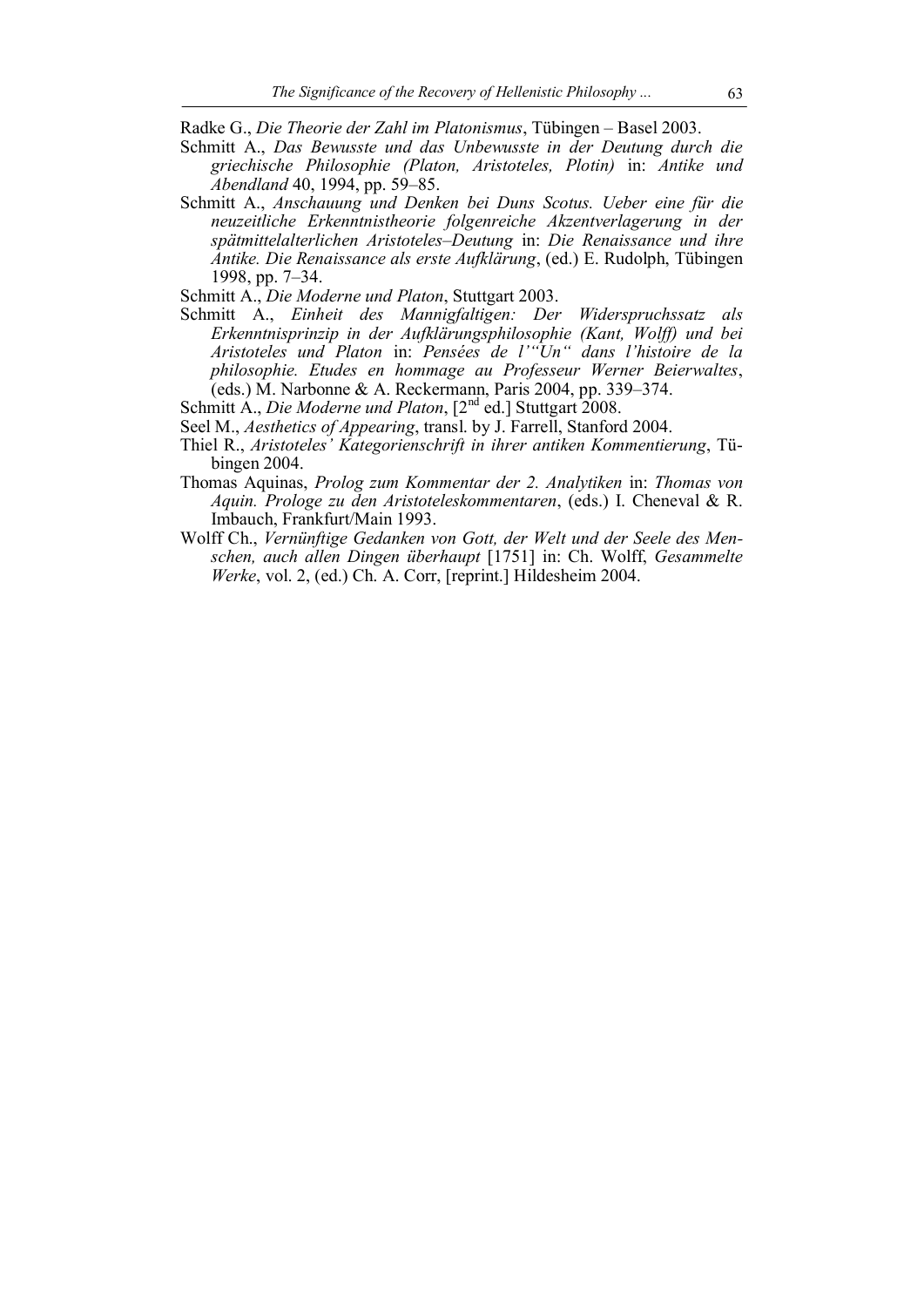Radke G., *Die Theorie der Zahl im Platonismus*, Tübingen – Basel 2003.

Schmitt A., *Das Bewusste und das Unbewusste in der Deutung durch die griechische Philosophie (Platon, Aristoteles, Plotin)* in: *Antike und Abendland* 40, 1994, pp. 59–85.

Schmitt A., *Anschauung und Denken bei Duns Scotus. Ueber eine für die neuzeitliche Erkenntnistheorie folgenreiche Akzentverlagerung in der spätmittelalterlichen Aristoteles–Deutung* in: *Die Renaissance und ihre Antike. Die Renaissance als erste Aufklärung*, (ed.) E. Rudolph, Tübingen 1998, pp. 7–34.

Schmitt A., *Die Moderne und Platon*, Stuttgart 2003.

Schmitt A., *Einheit des Mannigfaltigen: Der Widerspruchssatz als Erkenntnisprinzip in der Aufklärungsphilosophie (Kant, Wolff) und bei Aristoteles und Platon* in: *Pensées de l'"Un" dans l'histoire de la philosophie. Etudes en hommage au Professeur Werner Beierwaltes*, (eds.) M. Narbonne & A. Reckermann, Paris 2004, pp. 339–374.

Schmitt A., *Die Moderne und Platon*, [2nd ed.] Stuttgart 2008.

Seel M., *Aesthetics of Appearing*, transl. by J. Farrell, Stanford 2004.

Thiel R., *Aristoteles' Kategorienschrift in ihrer antiken Kommentierung*, Tübingen 2004.

Thomas Aquinas, *Prolog zum Kommentar der 2. Analytiken* in: *Thomas von Aquin. Prologe zu den Aristoteleskommentaren*, (eds.) I. Cheneval & R. Imbauch, Frankfurt/Main 1993.

Wolff Ch., *Vernünftige Gedanken von Gott, der Welt und der Seele des Menschen, auch allen Dingen überhaupt* [1751] in: Ch. Wolff, *Gesammelte Werke*, vol. 2, (ed.) Ch. A. Corr, [reprint.] Hildesheim 2004.